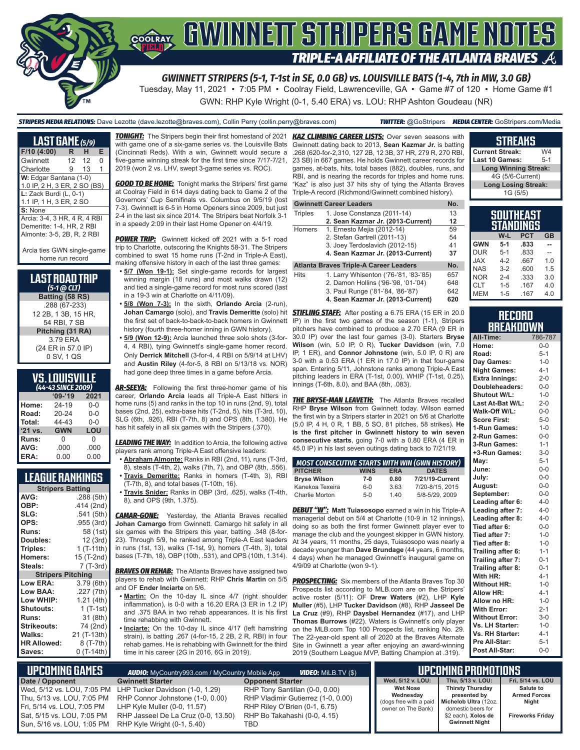# GWINNETT STRIPERS GAME NOTES

## TRIPLE-A AFFILIATE OF THE ATLANTA BRAVES

### GWINNETT STRIPERS (5-1, T-1st in SE, 0.0 GB) vs. LOUISVILLE BATS (1-4, 7th in MW, 3.0 GB)

Tuesday, May 11, 2021 • 7:05 PM • Coolray Field, Lawrenceville, GA • Game #7 of 120 • Home Game #1

GWN: RHP Kyle Wright (0-1, 5.40 ERA) vs. LOU: RHP Ashton Goudeau (NR)

**STRIPERS MEDIA RELATIONS:** Dave Lezotte (dave.lezotte@braves.com), Collin Perry (collin.perry@braves.com) **TWITTER:** @GoStripers **MEDIA CENTER:** GoStripers.com/Media

## LAST GAME (5/9)

| F/10 (4:00) | R | H | E |
|---|---|---|---|
| Gwinnett | 12 | 12 | 0 |
| Charlotte | 9 | 13 | 1 |

W: Edgar Santana (1-0)
1.0 IP, 2 H, 3 ER, 2 SO (BS)

L: Zack Burdi (L, 0-1)
1.1 IP, 1 H, 3 ER, 2 SO

S: None

Arcia: 3-4, 3 HR, 4 R, 4 RBI
Demeritte: 1-4, HR, 2 RBI
Almonte: 3-5, 2B, R, 2 RBI

Arcia ties GWN single-game home run record

## LAST ROAD TRIP (5-1 @ CLT)

**Batting (58 RS)**
.288 (67-233)
12 2B, 1 3B, 15 HR,
54 RBI, 7 SB

**Pitching (31 RA)**
3.79 ERA
(24 ER in 57.0 IP)
0 SV, 1 QS

## VS. LOUISVILLE (44-43 SINCE 2009)

| | '09-'19 | 2021 |
|---|---|---|
| Home: | 24-19 | 0-0 |
| Road: | 20-24 | 0-0 |
| Total: | 44-43 | 0-0 |
| '21 vs. | GWN | LOU |
| Runs: | 0 | 0 |
| AVG: | .000 | .000 |
| ERA: | 0.00 | 0.00 |

## LEAGUE RANKINGS

**Stripers Batting**

| | |
|---|---|
| AVG: | .288 (5th) |
| OBP: | .414 (2nd) |
| SLG: | .541 (5th) |
| OPS: | .955 (3rd) |
| Runs: | 58 (1st) |
| Doubles: | 12 (3rd) |
| Triples: | 1 (T-11th) |
| Homers: | 15 (T-2nd) |
| Steals: | 7 (T-3rd) |

**Stripers Pitching**

| | |
|---|---|
| Low ERA: | 3.79 (6th) |
| Low BAA: | .227 (7th) |
| Low WHIP: | 1.21 (4th) |
| Shutouts: | 1 (T-1st) |
| Runs: | 31 (8th) |
| Strikeouts: | 74 (2nd) |
| Walks: | 21 (T-13th) |
| HR Allowed: | 8 (T-7th) |
| Saves: | 0 (T-14th) |

**TONIGHT:** The Stripers begin their first homestand of 2021 with game one of a six-game series vs. the Louisville Bats (Cincinnati Reds). With a win, Gwinnett would secure a five-game winning streak for the first time since 7/17-7/21, 2019 (won 2 vs. LHV, swept 3-game series vs. ROC).

**GOOD TO BE HOME:** Tonight marks the Stripers' first game at Coolray Field in 614 days dating back to Game 2 of the Governors' Cup Semifinals vs. Columbus on 9/5/19 (lost 7-3). Gwinnett is 6-5 in Home Openers since 2009, but just 2-4 in the last six since 2014. The Stripers beat Norfolk 3-1 in a speedy 2:09 in their last Home Opener on 4/4/19.

**POWER TRIP:** Gwinnett kicked off 2021 with a 5-1 road trip to Charlotte, outscoring the Knights 58-31. The Stripers combined to swat 15 home runs (T-2nd in Triple-A East), making offensive history in each of the last three games:

- **5/7 (Won 19-1):** Set single-game records for largest winning margin (18 runs) and most walks drawn (12) and tied a single-game record for most runs scored (last in a 19-3 win at Charlotte on 4/11/09).
- **5/8 (Won 7-3):** In the sixth, **Orlando Arcia** (2-run), **Johan Camargo** (solo), and **Travis Demeritte** (solo) hit the first set of back-to-back-to-back homers in Gwinnett history (fourth three-homer inning in GWN history).
- **5/9 (Won 12-9):** Arcia launched three solo shots (3-for-4, 4 RBI), tying Gwinnett's single-game homer record. Only **Derrick Mitchell** (3-for-4, 4 RBI on 5/9/14 at LHV) and **Austin Riley** (4-for-5, 8 RBI on 5/13/18 vs. NOR) had gone deep three times in a game before Arcia.

**AR-SEEYA:** Following the first three-homer game of his career, **Orlando Arcia** leads all Triple-A East hitters in home runs (5) and ranks in the top 10 in runs (2nd, 9), total bases (2nd, 25), extra-base hits (T-2nd, 5), hits (T-3rd, 10), SLG (6th, .926), RBI (T-7th, 8) and OPS (8th, 1.380). He has hit safely in all six games with the Stripers (.370).

**LEADING THE WAY:** In addition to Arcia, the following active players rank among Triple-A East offensive leaders:

- **Abraham Almonte:** Ranks in RBI (2nd, 11), runs (T-3rd, 8), steals (T-4th, 2), walks (7th, 7), and OBP (8th, .556).
- **Travis Demeritte:** Ranks in homers (T-4th, 3), RBI (T-7th, 8), and total bases (T-10th, 16).
- **Travis Snider:** Ranks in OBP (3rd, .625), walks (T-4th, 8), and OPS (9th, 1.375).

**CAMAR-GONE:** Yesterday, the Atlanta Braves recalled **Johan Camargo** from Gwinnett. Camargo hit safely in all six games with the Stripers this year, batting .348 (8-for-23). Through 5/9, he ranked among Triple-A East leaders in runs (1st, 10), walks (T-1st, 9), homers (T-4th, 3), total bases (T-7th, 18), OBP (10th, .531), and OPS (10th, 1.314).

**BRAVES ON REHAB:** The Atlanta Braves have assigned two players to rehab with Gwinnett: RHP **Chris Martin** on 5/5 and OF **Ender Inciarte** on 5/6.

- **Martin:** On the 10-day IL since 4/7 (right shoulder inflammation), is 0-0 with a 16.20 ERA (3 ER in 1.2 IP) and .375 BAA in two rehab appearances. It is his first time rehabbing with Gwinnett.
- **Inciarte:** On the 10-day IL since 4/17 (left hamstring strain), is batting .267 (4-for-15, 2 2B, 2 R, RBI) in four rehab games. He is rehabbing with Gwinnett for the third time in his career (2G in 2016, 6G in 2019).

**KAZ CLIMBING CAREER LISTS:** Over seven seasons with Gwinnett dating back to 2013, **Sean Kazmar Jr.** is batting .268 (620-for-2,310, 127 2B, 12 3B, 37 HR, 279 R, 270 RBI, 23 SB) in 667 games. He holds Gwinnett career records for games, at-bats, hits, total bases (882), doubles, runs, and RBI, and is nearing the records for triples and home runs. "Kaz" is also just 37 hits shy of tying the Atlanta Braves Triple-A record (Richmond/Gwinnett combined history).

| Gwinnett Career Leaders | | No. |
|---|---|---|
| Triples | 1. Jose Constanza (2011-14) | 13 |
| | **2. Sean Kazmar Jr. (2013-Current)** | **12** |
| Homers | 1. Ernesto Mejia (2012-14) | 59 |
| | 2. Stefan Gartrell (2011-13) | 54 |
| | 3. Joey Terdoslavich (2012-15) | 41 |
| | **4. Sean Kazmar Jr. (2013-Current)** | **37** |
| **Atlanta Braves Triple-A Career Leaders** | | **No.** |
| Hits | 1. Larry Whisenton ('76-'81, '83-'85) | 657 |
| | 2. Damon Hollins ('96-'98, '01-'04) | 648 |
| | 3. Paul Runge ('81-'84, '86-'87) | 642 |
| | **4. Sean Kazmar Jr. (2013-Current)** | **620** |

**STIFLING STAFF:** After posting a 6.75 ERA (15 ER in 20.0 IP) in the first two games of the season (1-1), Stripers pitchers have combined to produce a 2.70 ERA (9 ER in 30.0 IP) over the last four games (3-0). Starters **Bryse Wilson** (win, 5.0 IP, 0 R), **Tucker Davidson** (win, 7.0 IP, 1 ER), and **Connor Johnstone** (win, 5.0 IP, 0 R) are 3-0 with a 0.53 ERA (1 ER in 17.0 IP) in that four-game span. Entering 5/11, Johnstone ranks among Triple-A East pitching leaders in ERA (T-1st, 0.00), WHIP (T-1st, 0.25), innings (T-6th, 8.0), and BAA (8th, .083).

**THE BRYSE-MAN LEAVETH:** The Atlanta Braves recalled RHP **Bryse Wilson** from Gwinnett today. Wilson earned the first win by a Stripers starter in 2021 on 5/6 at Charlotte (5.0 IP, 4 H, 0 R, 1 BB, 5 SO, 81 pitches, 58 strikes). **He is the first pitcher in Gwinnett history to win seven consecutive starts**, going 7-0 with a 0.80 ERA (4 ER in 45.0 IP) in his last seven outings dating back to 7/21/19.

**MOST CONSECUTIVE STARTS WITH WIN (GWN HISTORY)**

| PITCHER | WINS | ERA | DATES |
|---|---|---|---|
| **Bryse Wilson** | **7-0** | **0.80** | **7/21/19-Current** |
| Kanekoa Texeira | 6-0 | 3.63 | 7/20-8/15, 2015 |
| Charlie Morton | 5-0 | 1.40 | 5/8-5/29, 2009 |

**DEBUT "W":** **Matt Tuiasosopo** earned a win in his Triple-A managerial debut on 5/4 at Charlotte (10-9 in 12 innings), doing so as both the first former Gwinnett player ever to manage the club and the youngest skipper in GWN history. At 34 years, 11 months, 25 days, Tuiasosopo was nearly a decade younger than **Dave Brundage** (44 years, 6 months, 4 days) when he managed Gwinnett's inaugural game on 4/9/09 at Charlotte (won 9-1).

**PROSPECTING:** Six members of the Atlanta Braves Top 30 Prospects list according to MLB.com are on the Stripers' active roster (5/11): OF **Drew Waters** (#2), LHP **Kyle Muller** (#5), LHP **Tucker Davidson** (#8), RHP **Jasseel De La Cruz** (#9), RHP **Daysbel Hernandez** (#17), and LHP **Thomas Burrows** (#22). Waters is Gwinnett's only player on the MLB.com Top 100 Prospects list, ranking No. 29. The 22-year-old spent all of 2020 at the Braves Alternate Site in Gwinnett a year after enjoying an award-winning 2019 (Southern League MVP, Batting Champion at .319).

## STREAKS

| | |
|---|---|
| Current Streak: | W4 |
| Last 10 Games: | 5-1 |
| **Long Winning Streak:** | |
| 4G (5/6-Current) | |
| **Long Losing Streak:** | |
| 1G (5/5) | |

## SOUTHEAST STANDINGS

| | W-L | PCT | GB |
|---|---|---|---|
| **GWN** | **5-1** | **.833** | **--** |
| DUR | 5-1 | .833 | -- |
| JAX | 4-2 | .667 | 1.0 |
| NAS | 3-2 | .600 | 1.5 |
| NOR | 2-4 | .333 | 3.0 |
| CLT | 1-5 | .167 | 4.0 |
| MEM | 1-5 | .167 | 4.0 |

## RECORD BREAKDOWN

| | |
|---|---|
| All-Time: | 786-787 |
| Home: | 0-0 |
| Road: | 5-1 |
| Day Games: | 1-0 |
| Night Games: | 4-1 |
| Extra Innings: | 2-0 |
| Doubleheaders: | 0-0 |
| Shutout W/L: | 1-0 |
| Last At-Bat W/L: | 2-0 |
| Walk-Off W/L: | 0-0 |
| Score First: | 5-0 |
| 1-Run Games: | 1-0 |
| 2-Run Games: | 0-0 |
| 3-Run Games: | 1-1 |
| +3-Run Games: | 3-0 |
| May: | 5-1 |
| June: | 0-0 |
| July: | 0-0 |
| August: | 0-0 |
| September: | 0-0 |
| Leading after 6: | 4-0 |
| Leading after 7: | 4-0 |
| Leading after 8: | 4-0 |
| Tied after 6: | 0-0 |
| Tied after 7: | 1-0 |
| Tied after 8: | 1-0 |
| Trailing after 6: | 1-1 |
| Trailing after 7: | 0-1 |
| Trailing after 8: | 0-1 |
| With HR: | 4-1 |
| Without HR: | 1-0 |
| Allow HR: | 4-1 |
| Allow no HR: | 1-0 |
| With Error: | 2-1 |
| Without Error: | 3-0 |
| Vs. LH Starter: | 1-0 |
| Vs. RH Starter: | 4-1 |
| Pre All-Star: | 5-1 |
| Post All-Star: | 0-0 |

## UPCOMING GAMES

**AUDIO:** MyCountry993.com / MyCountry Mobile App **VIDEO:** MiLB.TV ($)

| Date / Opponent | Gwinnett Starter | Opponent Starter |
|---|---|---|
| Wed, 5/12 vs. LOU, 7:05 PM | LHP Tucker Davidson (1-0, 1.29) | RHP Tony Santillan (0-0, 0.00) |
| Thu, 5/13 vs. LOU, 7:05 PM | RHP Connor Johnstone (1-0, 0.00) | RHP Vladimir Gutierrez (1-0, 0.00) |
| Fri, 5/14 vs. LOU, 7:05 PM | LHP Kyle Muller (0-0, 11.57) | RHP Riley O'Brien (0-1, 6.75) |
| Sat, 5/15 vs. LOU, 7:05 PM | RHP Jasseel De La Cruz (0-0, 13.50) | RHP Bo Takahashi (0-0, 4.15) |
| Sun, 5/16 vs. LOU, 1:05 PM | RHP Kyle Wright (0-1, 5.40) | TBD |

## UPCOMING PROMOTIONS

| Wed, 5/12 vs. LOU: | Thu, 5/13 vs. LOU: | Fri, 5/14 vs. LOU |
|---|---|---|
| **Wet Nose Wednesday** (dogs free with a paid owner on The Bank) | **Thirsty Thursday presented by Michelob Ultra** (12oz. domestic beers for $2 each), **Xolos de Gwinnett Night** | **Salute to Armed Forces Night** / **Fireworks Friday** |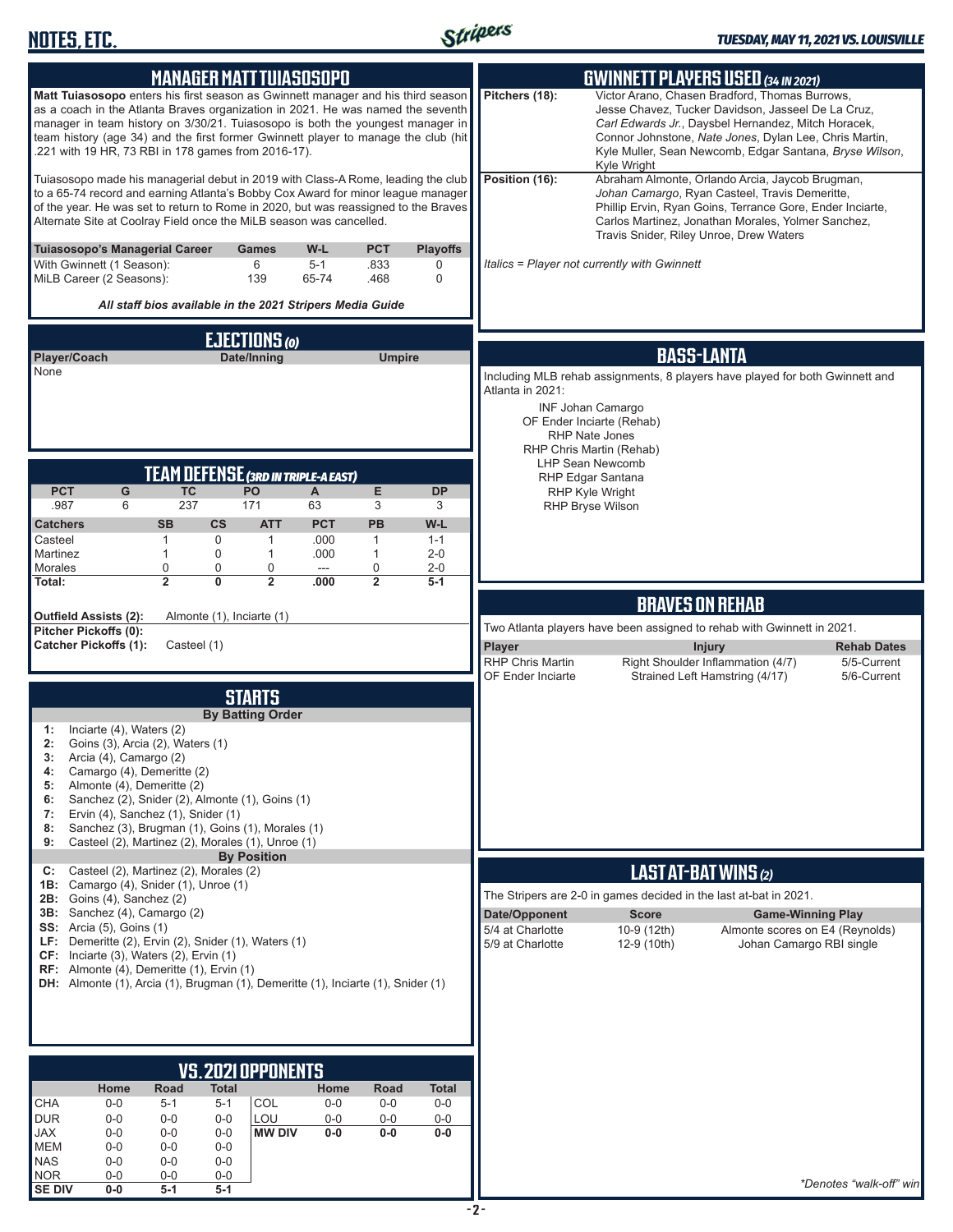# NOTES, ETC.

## MANAGER MATT TUIASOSOPO

**Matt Tuiasosopo** enters his first season as Gwinnett manager and his third season as a coach in the Atlanta Braves organization in 2021. He was named the seventh manager in team history on 3/30/21. Tuiasosopo is both the youngest manager in team history (age 34) and the first former Gwinnett player to manage the club (hit .221 with 19 HR, 73 RBI in 178 games from 2016-17).

Tuiasosopo made his managerial debut in 2019 with Class-A Rome, leading the club to a 65-74 record and earning Atlanta's Bobby Cox Award for minor league manager of the year. He was set to return to Rome in 2020, but was reassigned to the Braves Alternate Site at Coolray Field once the MiLB season was cancelled.

| Tuiasosopo's Managerial Career | Games | W-L | PCT | Playoffs |
|---|---|---|---|---|
| With Gwinnett (1 Season): | 6 | 5-1 | .833 | 0 |
| MiLB Career (2 Seasons): | 139 | 65-74 | .468 | 0 |

*All staff bios available in the 2021 Stripers Media Guide*

## EJECTIONS (0)

| Player/Coach | Date/Inning | Umpire |
|---|---|---|
| None | | |

## TEAM DEFENSE (3RD IN TRIPLE-A EAST)

| PCT | G | TC | PO | A | E | DP |
|---|---|---|---|---|---|---|
| .987 | 6 | 237 | 171 | 63 | 3 | 3 |

| Catchers | SB | CS | ATT | PCT | PB | W-L |
|---|---|---|---|---|---|---|
| Casteel | 1 | 0 | 1 | .000 | 1 | 1-1 |
| Martinez | 1 | 0 | 1 | .000 | 1 | 2-0 |
| Morales | 0 | 0 | 0 | --- | 0 | 2-0 |
| **Total:** | **2** | **0** | **2** | **.000** | **2** | **5-1** |

**Outfield Assists (2):** Almonte (1), Inciarte (1)
**Pitcher Pickoffs (0):**
**Catcher Pickoffs (1):** Casteel (1)

## STARTS

### By Batting Order

- **1:** Inciarte (4), Waters (2)
- **2:** Goins (3), Arcia (2), Waters (1)
- **3:** Arcia (4), Camargo (2)
- **4:** Camargo (4), Demeritte (2)
- **5:** Almonte (4), Demeritte (2)
- **6:** Sanchez (2), Snider (2), Almonte (1), Goins (1)
- **7:** Ervin (4), Sanchez (1), Snider (1)
- **8:** Sanchez (3), Brugman (1), Goins (1), Morales (1)
- **9:** Casteel (2), Martinez (2), Morales (1), Unroe (1)

### By Position

- **C:** Casteel (2), Martinez (2), Morales (2)
- **1B:** Camargo (4), Snider (1), Unroe (1)
- **2B:** Goins (4), Sanchez (2)
- **3B:** Sanchez (4), Camargo (2)
- **SS:** Arcia (5), Goins (1)
- **LF:** Demeritte (2), Ervin (2), Snider (1), Waters (1)
- **CF:** Inciarte (3), Waters (2), Ervin (1)
- **RF:** Almonte (4), Demeritte (1), Ervin (1)
- **DH:** Almonte (1), Arcia (1), Brugman (1), Demeritte (1), Inciarte (1), Snider (1)

## VS. 2021 OPPONENTS

| | Home | Road | Total | | Home | Road | Total |
|---|---|---|---|---|---|---|---|
| CHA | 0-0 | 5-1 | 5-1 | COL | 0-0 | 0-0 | 0-0 |
| DUR | 0-0 | 0-0 | 0-0 | LOU | 0-0 | 0-0 | 0-0 |
| JAX | 0-0 | 0-0 | 0-0 | **MW DIV** | **0-0** | **0-0** | **0-0** |
| MEM | 0-0 | 0-0 | 0-0 | | | | |
| NAS | 0-0 | 0-0 | 0-0 | | | | |
| NOR | 0-0 | 0-0 | 0-0 | | | | |
| **SE DIV** | **0-0** | **5-1** | **5-1** | | | | |

## GWINNETT PLAYERS USED (34 IN 2021)

**Pitchers (18):** Victor Arano, Chasen Bradford, Thomas Burrows, Jesse Chavez, Tucker Davidson, Jasseel De La Cruz, *Carl Edwards Jr.*, Daysbel Hernandez, Mitch Horacek, Connor Johnstone, *Nate Jones*, Dylan Lee, Chris Martin, Kyle Muller, Sean Newcomb, Edgar Santana, *Bryse Wilson*, Kyle Wright

**Position (16):** Abraham Almonte, Orlando Arcia, Jaycob Brugman, *Johan Camargo*, Ryan Casteel, Travis Demeritte, Phillip Ervin, Ryan Goins, Terrance Gore, Ender Inciarte, Carlos Martinez, Jonathan Morales, Yolmer Sanchez, Travis Snider, Riley Unroe, Drew Waters

*Italics = Player not currently with Gwinnett*

## BASS-LANTA

Including MLB rehab assignments, 8 players have played for both Gwinnett and Atlanta in 2021:

- INF Johan Camargo
- OF Ender Inciarte (Rehab)
- RHP Nate Jones
- RHP Chris Martin (Rehab)
- LHP Sean Newcomb
- RHP Edgar Santana
- RHP Kyle Wright
- RHP Bryse Wilson

## BRAVES ON REHAB

Two Atlanta players have been assigned to rehab with Gwinnett in 2021.

| Player | Injury | Rehab Dates |
|---|---|---|
| RHP Chris Martin | Right Shoulder Inflammation (4/7) | 5/5-Current |
| OF Ender Inciarte | Strained Left Hamstring (4/17) | 5/6-Current |

## LAST AT-BAT WINS (2)

The Stripers are 2-0 in games decided in the last at-bat in 2021.

| Date/Opponent | Score | Game-Winning Play |
|---|---|---|
| 5/4 at Charlotte | 10-9 (12th) | Almonte scores on E4 (Reynolds) |
| 5/9 at Charlotte | 12-9 (10th) | Johan Camargo RBI single |

*\*Denotes "walk-off" win*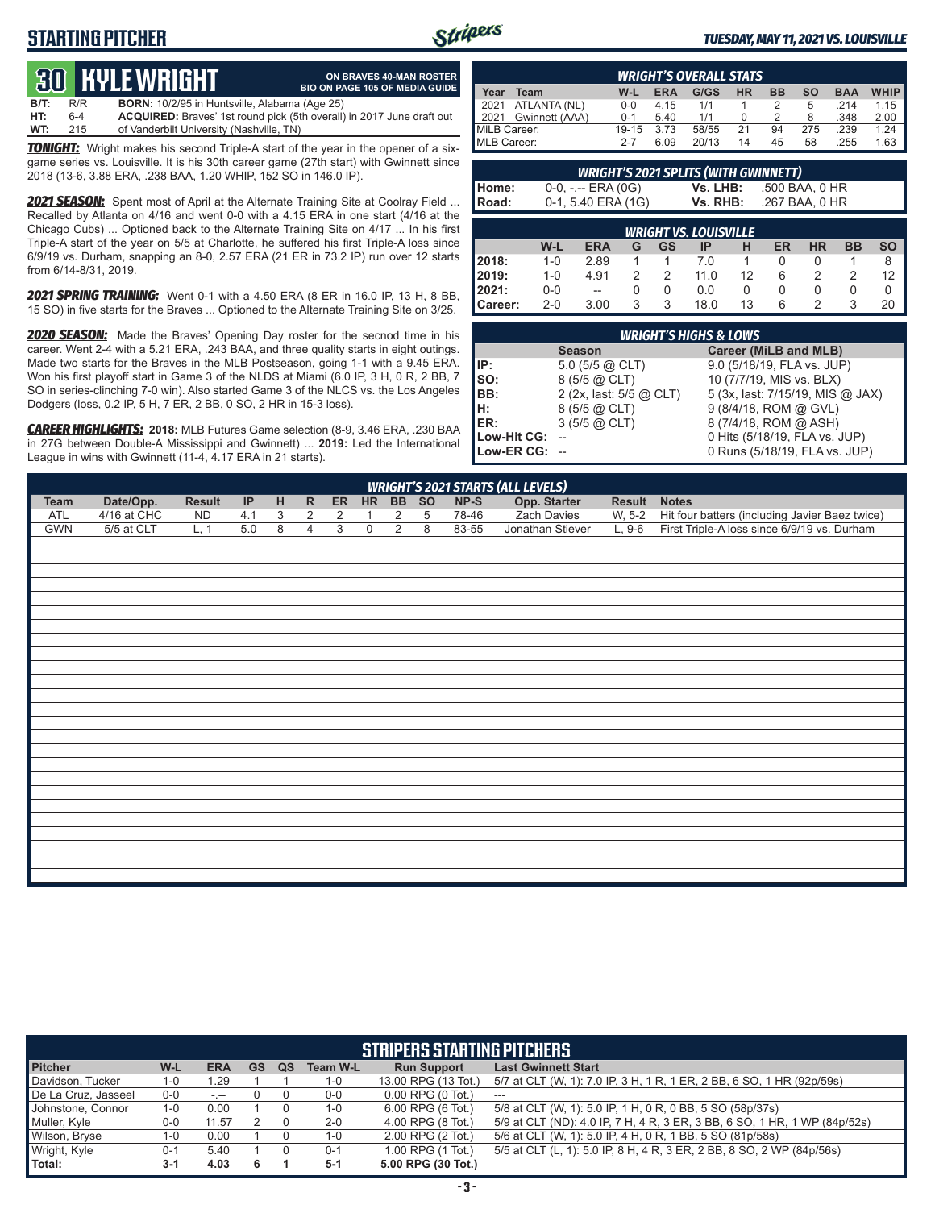# STARTING PITCHER

*TUESDAY, MAY 11, 2021 VS. LOUISVILLE*

## 30 KYLE WRIGHT

**ON BRAVES 40-MAN ROSTER**
**BIO ON PAGE 105 OF MEDIA GUIDE**

**B/T:** R/R **BORN:** 10/2/95 in Huntsville, Alabama (Age 25)
**HT:** 6-4 **ACQUIRED:** Braves' 1st round pick (5th overall) in 2017 June draft out
**WT:** 215 of Vanderbilt University (Nashville, TN)

***TONIGHT:*** Wright makes his second Triple-A start of the year in the opener of a six-game series vs. Louisville. It is his 30th career game (27th start) with Gwinnett since 2018 (13-6, 3.88 ERA, .238 BAA, 1.20 WHIP, 152 SO in 146.0 IP).

***2021 SEASON:*** Spent most of April at the Alternate Training Site at Coolray Field ... Recalled by Atlanta on 4/16 and went 0-0 with a 4.15 ERA in one start (4/16 at the Chicago Cubs) ... Optioned back to the Alternate Training Site on 4/17 ... In his first Triple-A start of the year on 5/5 at Charlotte, he suffered his first Triple-A loss since 6/9/19 vs. Durham, snapping an 8-0, 2.57 ERA (21 ER in 73.2 IP) run over 12 starts from 6/14-8/31, 2019.

***2021 SPRING TRAINING:*** Went 0-1 with a 4.50 ERA (8 ER in 16.0 IP, 13 H, 8 BB, 15 SO) in five starts for the Braves ... Optioned to the Alternate Training Site on 3/25.

***2020 SEASON:*** Made the Braves' Opening Day roster for the secnod time in his career. Went 2-4 with a 5.21 ERA, .243 BAA, and three quality starts in eight outings. Made two starts for the Braves in the MLB Postseason, going 1-1 with a 9.45 ERA. Won his first playoff start in Game 3 of the NLDS at Miami (6.0 IP, 3 H, 0 R, 2 BB, 7 SO in series-clinching 7-0 win). Also started Game 3 of the NLCS vs. the Los Angeles Dodgers (loss, 0.2 IP, 5 H, 7 ER, 2 BB, 0 SO, 2 HR in 15-3 loss).

***CAREER HIGHLIGHTS:*** **2018:** MLB Futures Game selection (8-9, 3.46 ERA, .230 BAA in 27G between Double-A Mississippi and Gwinnett) ... **2019:** Led the International League in wins with Gwinnett (11-4, 4.17 ERA in 21 starts).

### WRIGHT'S OVERALL STATS

| Year | Team | W-L | ERA | G/GS | HR | BB | SO | BAA | WHIP |
|---|---|---|---|---|---|---|---|---|---|
| 2021 | ATLANTA (NL) | 0-0 | 4.15 | 1/1 | 1 | 2 | 5 | .214 | 1.15 |
| 2021 | Gwinnett (AAA) | 0-1 | 5.40 | 1/1 | 0 | 2 | 8 | .348 | 2.00 |
| MiLB Career: | | 19-15 | 3.73 | 58/55 | 21 | 94 | 275 | .239 | 1.24 |
| MLB Career: | | 2-7 | 6.09 | 20/13 | 14 | 45 | 58 | .255 | 1.63 |

### WRIGHT'S 2021 SPLITS (WITH GWINNETT)

| | | | |
|---|---|---|---|
| Home: | 0-0, -.-- ERA (0G) | Vs. LHB: | .500 BAA, 0 HR |
| Road: | 0-1, 5.40 ERA (1G) | Vs. RHB: | .267 BAA, 0 HR |

### WRIGHT VS. LOUISVILLE

| | W-L | ERA | G | GS | IP | H | ER | HR | BB | SO |
|---|---|---|---|---|---|---|---|---|---|---|
| 2018: | 1-0 | 2.89 | 1 | 1 | 7.0 | 1 | 0 | 0 | 1 | 8 |
| 2019: | 1-0 | 4.91 | 2 | 2 | 11.0 | 12 | 6 | 2 | 2 | 12 |
| 2021: | 0-0 | -- | 0 | 0 | 0.0 | 0 | 0 | 0 | 0 | 0 |
| Career: | 2-0 | 3.00 | 3 | 3 | 18.0 | 13 | 6 | 2 | 3 | 20 |

### WRIGHT'S HIGHS & LOWS

| | Season | Career (MiLB and MLB) |
|---|---|---|
| IP: | 5.0 (5/5 @ CLT) | 9.0 (5/18/19, FLA vs. JUP) |
| SO: | 8 (5/5 @ CLT) | 10 (7/7/19, MIS vs. BLX) |
| BB: | 2 (2x, last: 5/5 @ CLT) | 5 (3x, last: 7/15/19, MIS @ JAX) |
| H: | 8 (5/5 @ CLT) | 9 (8/4/18, ROM @ GVL) |
| ER: | 3 (5/5 @ CLT) | 8 (7/4/18, ROM @ ASH) |
| Low-Hit CG: | -- | 0 Hits (5/18/19, FLA vs. JUP) |
| Low-ER CG: | -- | 0 Runs (5/18/19, FLA vs. JUP) |

### WRIGHT'S 2021 STARTS (ALL LEVELS)

| Team | Date/Opp. | Result | IP | H | R | ER | HR | BB | SO | NP-S | Opp. Starter | Result | Notes |
|---|---|---|---|---|---|---|---|---|---|---|---|---|---|
| ATL | 4/16 at CHC | ND | 4.1 | 3 | 2 | 2 | 1 | 2 | 5 | 78-46 | Zach Davies | W, 5-2 | Hit four batters (including Javier Baez twice) |
| GWN | 5/5 at CLT | L, 1 | 5.0 | 8 | 4 | 3 | 0 | 2 | 8 | 83-55 | Jonathan Stiever | L, 9-6 | First Triple-A loss since 6/9/19 vs. Durham |

### STRIPERS STARTING PITCHERS

| Pitcher | W-L | ERA | GS | QS | Team W-L | Run Support | Last Gwinnett Start |
|---|---|---|---|---|---|---|---|
| Davidson, Tucker | 1-0 | 1.29 | 1 | 1 | 1-0 | 13.00 RPG (13 Tot.) | 5/7 at CLT (W, 1): 7.0 IP, 3 H, 1 R, 1 ER, 2 BB, 6 SO, 1 HR (92p/59s) |
| De La Cruz, Jasseel | 0-0 | -.-- | 0 | 0 | 0-0 | 0.00 RPG (0 Tot.) | --- |
| Johnstone, Connor | 1-0 | 0.00 | 1 | 0 | 1-0 | 6.00 RPG (6 Tot.) | 5/8 at CLT (W, 1): 5.0 IP, 1 H, 0 R, 0 BB, 5 SO (58p/37s) |
| Muller, Kyle | 0-0 | 11.57 | 2 | 0 | 2-0 | 4.00 RPG (8 Tot.) | 5/9 at CLT (ND): 4.0 IP, 7 H, 4 R, 3 ER, 3 BB, 6 SO, 1 HR, 1 WP (84p/52s) |
| Wilson, Bryse | 1-0 | 0.00 | 1 | 0 | 1-0 | 2.00 RPG (2 Tot.) | 5/6 at CLT (W, 1): 5.0 IP, 4 H, 0 R, 1 BB, 5 SO (81p/58s) |
| Wright, Kyle | 0-1 | 5.40 | 1 | 0 | 0-1 | 1.00 RPG (1 Tot.) | 5/5 at CLT (L, 1): 5.0 IP, 8 H, 4 R, 3 ER, 2 BB, 8 SO, 2 WP (84p/56s) |
| Total: | 3-1 | 4.03 | 6 | 1 | 5-1 | 5.00 RPG (30 Tot.) | |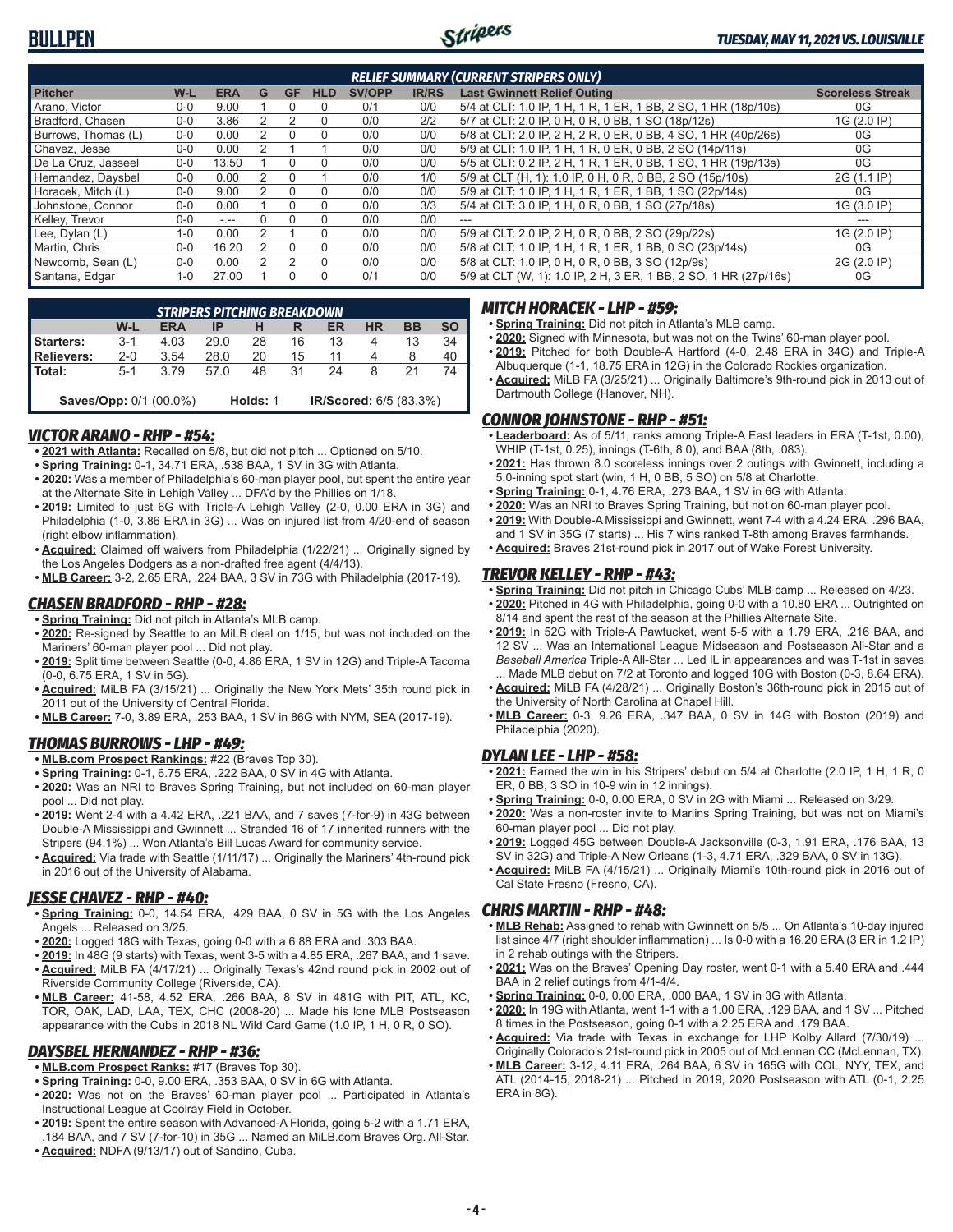# BULLPEN

*TUESDAY, MAY 11, 2021 VS. LOUISVILLE*

## RELIEF SUMMARY (CURRENT STRIPERS ONLY)

| Pitcher | W-L | ERA | G | GF | HLD | SV/OPP | IR/RS | Last Gwinnett Relief Outing | Scoreless Streak |
|---|---|---|---|---|---|---|---|---|---|
| Arano, Victor | 0-0 | 9.00 | 1 | 0 | 0 | 0/1 | 0/0 | 5/4 at CLT: 1.0 IP, 1 H, 1 R, 1 ER, 1 BB, 2 SO, 1 HR (18p/10s) | 0G |
| Bradford, Chasen | 0-0 | 3.86 | 2 | 2 | 0 | 0/0 | 2/2 | 5/7 at CLT: 2.0 IP, 0 H, 0 R, 0 BB, 1 SO (18p/12s) | 1G (2.0 IP) |
| Burrows, Thomas (L) | 0-0 | 0.00 | 2 | 0 | 0 | 0/0 | 0/0 | 5/8 at CLT: 2.0 IP, 2 H, 2 R, 0 ER, 0 BB, 4 SO, 1 HR (40p/26s) | 0G |
| Chavez, Jesse | 0-0 | 0.00 | 2 | 1 | 1 | 0/0 | 0/0 | 5/9 at CLT: 1.0 IP, 1 H, 1 R, 0 ER, 0 BB, 2 SO (14p/11s) | 0G |
| De La Cruz, Jasseel | 0-0 | 13.50 | 1 | 0 | 0 | 0/0 | 0/0 | 5/5 at CLT: 0.2 IP, 2 H, 1 R, 1 ER, 0 BB, 1 SO, 1 HR (19p/13s) | 0G |
| Hernandez, Daysbel | 0-0 | 0.00 | 2 | 0 | 1 | 0/0 | 1/0 | 5/9 at CLT (H, 1): 1.0 IP, 0 H, 0 R, 0 BB, 2 SO (15p/10s) | 2G (1.1 IP) |
| Horacek, Mitch (L) | 0-0 | 9.00 | 2 | 0 | 0 | 0/0 | 0/0 | 5/9 at CLT: 1.0 IP, 1 H, 1 R, 1 ER, 1 BB, 1 SO (22p/14s) | 0G |
| Johnstone, Connor | 0-0 | 0.00 | 1 | 0 | 0 | 0/0 | 3/3 | 5/4 at CLT: 3.0 IP, 1 H, 0 R, 0 BB, 1 SO (27p/18s) | 1G (3.0 IP) |
| Kelley, Trevor | 0-0 | -.-- | 0 | 0 | 0 | 0/0 | 0/0 | --- | --- |
| Lee, Dylan (L) | 1-0 | 0.00 | 2 | 1 | 0 | 0/0 | 0/0 | 5/9 at CLT: 2.0 IP, 2 H, 0 R, 0 BB, 2 SO (29p/22s) | 1G (2.0 IP) |
| Martin, Chris | 0-0 | 16.20 | 2 | 0 | 0 | 0/0 | 0/0 | 5/8 at CLT: 1.0 IP, 1 H, 1 R, 1 ER, 1 BB, 0 SO (23p/14s) | 0G |
| Newcomb, Sean (L) | 0-0 | 0.00 | 2 | 2 | 0 | 0/0 | 0/0 | 5/8 at CLT: 1.0 IP, 0 H, 0 R, 0 BB, 3 SO (12p/9s) | 2G (2.0 IP) |
| Santana, Edgar | 1-0 | 27.00 | 1 | 0 | 0 | 0/1 | 0/0 | 5/9 at CLT (W, 1): 1.0 IP, 2 H, 3 R, 1 BB, 2 SO, 1 HR (27p/16s) | 0G |

## STRIPERS PITCHING BREAKDOWN

| | W-L | ERA | IP | H | R | ER | HR | BB | SO |
|---|---|---|---|---|---|---|---|---|---|
| Starters: | 3-1 | 4.03 | 29.0 | 28 | 16 | 13 | 4 | 13 | 34 |
| Relievers: | 2-0 | 3.54 | 28.0 | 20 | 15 | 11 | 4 | 8 | 40 |
| Total: | 5-1 | 3.79 | 57.0 | 48 | 31 | 24 | 8 | 21 | 74 |

**Saves/Opp:** 0/1 (00.0%) **Holds:** 1 **IR/Scored:** 6/5 (83.3%)

### VICTOR ARANO - RHP - #54:
- **2021 with Atlanta:** Recalled on 5/8, but did not pitch ... Optioned on 5/10.
- **Spring Training:** 0-1, 34.71 ERA, .538 BAA, 1 SV in 3G with Atlanta.
- **2020:** Was a member of Philadelphia's 60-man player pool, but spent the entire year at the Alternate Site in Lehigh Valley ... DFA'd by the Phillies on 1/18.
- **2019:** Limited to just 6G with Triple-A Lehigh Valley (2-0, 0.00 ERA in 3G) and Philadelphia (1-0, 3.86 ERA in 3G) ... Was on injured list from 4/20-end of season (right elbow inflammation).
- **Acquired:** Claimed off waivers from Philadelphia (1/22/21) ... Originally signed by the Los Angeles Dodgers as a non-drafted free agent (4/4/13).
- **MLB Career:** 3-2, 2.65 ERA, .224 BAA, 3 SV in 73G with Philadelphia (2017-19).

### CHASEN BRADFORD - RHP - #28:
- **Spring Training:** Did not pitch in Atlanta's MLB camp.
- **2020:** Re-signed by Seattle to an MiLB deal on 1/15, but was not included on the Mariners' 60-man player pool ... Did not play.
- **2019:** Split time between Seattle (0-0, 4.86 ERA, 1 SV in 12G) and Triple-A Tacoma (0-0, 6.75 ERA, 1 SV in 5G).
- **Acquired:** MiLB FA (3/15/21) ... Originally the New York Mets' 35th round pick in 2011 out of the University of Central Florida.
- **MLB Career:** 7-0, 3.89 ERA, .253 BAA, 1 SV in 86G with NYM, SEA (2017-19).

### THOMAS BURROWS - LHP - #49:
- **MLB.com Prospect Rankings:** #22 (Braves Top 30).
- **Spring Training:** 0-1, 6.75 ERA, .222 BAA, 0 SV in 4G with Atlanta.
- **2020:** Was an NRI to Braves Spring Training, but not included on 60-man player pool ... Did not play.
- **2019:** Went 2-4 with a 4.42 ERA, .221 BAA, and 7 saves (7-for-9) in 43G between Double-A Mississippi and Gwinnett ... Stranded 16 of 17 inherited runners with the Stripers (94.1%) ... Won Atlanta's Bill Lucas Award for community service.
- **Acquired:** Via trade with Seattle (1/11/17) ... Originally the Mariners' 4th-round pick in 2016 out of the University of Alabama.

### JESSE CHAVEZ - RHP - #40:
- **Spring Training:** 0-0, 14.54 ERA, .429 BAA, 0 SV in 5G with the Los Angeles Angels ... Released on 3/25.
- **2020:** Logged 18G with Texas, going 0-0 with a 6.88 ERA and .303 BAA.
- **2019:** In 48G (9 starts) with Texas, went 3-5 with a 4.85 ERA, .267 BAA, and 1 save.
- **Acquired:** MiLB FA (4/17/21) ... Originally Texas's 42nd round pick in 2002 out of Riverside Community College (Riverside, CA).
- **MLB Career:** 41-58, 4.52 ERA, .266 BAA, 8 SV in 481G with PIT, ATL, KC, TOR, OAK, LAD, LAA, TEX, CHC (2008-20) ... Made his lone MLB Postseason appearance with the Cubs in 2018 NL Wild Card Game (1.0 IP, 1 H, 0 R, 0 SO).

### DAYSBEL HERNANDEZ - RHP - #36:
- **MLB.com Prospect Ranks:** #17 (Braves Top 30).
- **Spring Training:** 0-0, 9.00 ERA, .353 BAA, 0 SV in 6G with Atlanta.
- **2020:** Was not on the Braves' 60-man player pool ... Participated in Atlanta's Instructional League at Coolray Field in October.
- **2019:** Spent the entire season with Advanced-A Florida, going 5-2 with a 1.71 ERA, .184 BAA, and 7 SV (7-for-10) in 35G ... Named an MiLB.com Braves Org. All-Star.
- **Acquired:** NDFA (9/13/17) out of Sandino, Cuba.

### MITCH HORACEK - LHP - #59:
- **Spring Training:** Did not pitch in Atlanta's MLB camp.
- **2020:** Signed with Minnesota, but was not on the Twins' 60-man player pool.
- **2019:** Pitched for both Double-A Hartford (4-0, 2.48 ERA in 34G) and Triple-A Albuquerque (1-1, 18.75 ERA in 12G) in the Colorado Rockies organization.
- **Acquired:** MiLB FA (3/25/21) ... Originally Baltimore's 9th-round pick in 2013 out of Dartmouth College (Hanover, NH).

### CONNOR JOHNSTONE - RHP - #51:
- **Leaderboard:** As of 5/11, ranks among Triple-A East leaders in ERA (T-1st, 0.00), WHIP (T-1st, 0.25), innings (T-6th, 8.0), and BAA (8th, .083).
- **2021:** Has thrown 8.0 scoreless innings over 2 outings with Gwinnett, including a 5.0-inning spot start (win, 1 H, 0 BB, 5 SO) on 5/8 at Charlotte.
- **Spring Training:** 0-1, 4.76 ERA, .273 BAA, 1 SV in 6G with Atlanta.
- **2020:** Was an NRI to Braves Spring Training, but not on 60-man player pool.
- **2019:** With Double-A Mississippi and Gwinnett, went 7-4 with a 4.24 ERA, .296 BAA, and 1 SV in 35G (7 starts) ... His 7 wins ranked T-8th among Braves farmhands.
- **Acquired:** Braves 21st-round pick in 2017 out of Wake Forest University.

### TREVOR KELLEY - RHP - #43:
- **Spring Training:** Did not pitch in Chicago Cubs' MLB camp ... Released on 4/23.
- **2020:** Pitched in 4G with Philadelphia, going 0-0 with a 10.80 ERA ... Outrighted on 8/14 and spent the rest of the season at the Phillies Alternate Site.
- **2019:** In 52G with Triple-A Pawtucket, went 5-5 with a 1.79 ERA, .216 BAA, and 12 SV ... Was an International League Midseason and Postseason All-Star and a *Baseball America* Triple-A All-Star ... Led IL in appearances and was T-1st in saves ... Made MLB debut on 7/2 at Toronto and logged 10G with Boston (0-3, 8.64 ERA).
- **Acquired:** MiLB FA (4/28/21) ... Originally Boston's 36th-round pick in 2015 out of the University of North Carolina at Chapel Hill.
- **MLB Career:** 0-3, 9.26 ERA, .347 BAA, 0 SV in 14G with Boston (2019) and Philadelphia (2020).

### DYLAN LEE - LHP - #58:
- **2021:** Earned the win in his Stripers' debut on 5/4 at Charlotte (2.0 IP, 1 H, 1 R, 0 ER, 0 BB, 3 SO in 10-9 win in 12 innings).
- **Spring Training:** 0-0, 0.00 ERA, 0 SV in 2G with Miami ... Released on 3/29.
- **2020:** Was a non-roster invite to Marlins Spring Training, but was not on Miami's 60-man player pool ... Did not play.
- **2019:** Logged 45G between Double-A Jacksonville (0-3, 1.91 ERA, .176 BAA, 13 SV in 32G) and Triple-A New Orleans (1-3, 4.71 ERA, .329 BAA, 0 SV in 13G).
- **Acquired:** MiLB FA (4/15/21) ... Originally Miami's 10th-round pick in 2016 out of Cal State Fresno (Fresno, CA).

### CHRIS MARTIN - RHP - #48:
- **MLB Rehab:** Assigned to rehab with Gwinnett on 5/5 ... On Atlanta's 10-day injured list since 4/7 (right shoulder inflammation) ... Is 0-0 with a 16.20 ERA (3 ER in 1.2 IP) in 2 rehab outings with the Stripers.
- **2021:** Was on the Braves' Opening Day roster, went 0-1 with a 5.40 ERA and .444 BAA in 2 relief outings from 4/1-4/4.
- **Spring Training:** 0-0, 0.00 ERA, .000 BAA, 1 SV in 3G with Atlanta.
- **2020:** In 19G with Atlanta, went 1-1 with a 1.00 ERA, .129 BAA, and 1 SV ... Pitched 8 times in the Postseason, going 0-1 with a 2.25 ERA and .179 BAA.
- **Acquired:** Via trade with Texas in exchange for LHP Kolby Allard (7/30/19) ... Originally Colorado's 21st-round pick in 2005 out of McLennan CC (McLennan, TX).
- **MLB Career:** 3-12, 4.11 ERA, .264 BAA, 6 SV in 165G with COL, NYY, TEX, and ATL (2014-15, 2018-21) ... Pitched in 2019, 2020 Postseason with ATL (0-1, 2.25 ERA in 8G).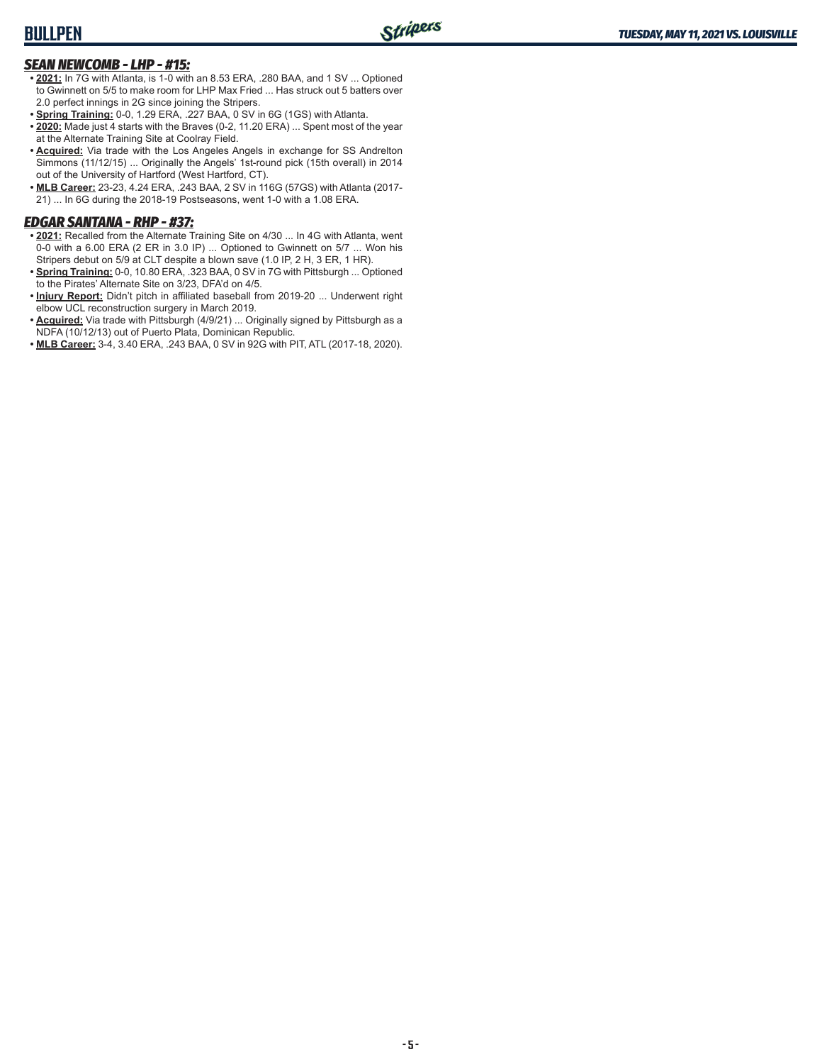## SEAN NEWCOMB - LHP - #15:

- **2021:** In 7G with Atlanta, is 1-0 with an 8.53 ERA, .280 BAA, and 1 SV ... Optioned to Gwinnett on 5/5 to make room for LHP Max Fried ... Has struck out 5 batters over 2.0 perfect innings in 2G since joining the Stripers.
- **Spring Training:** 0-0, 1.29 ERA, .227 BAA, 0 SV in 6G (1GS) with Atlanta.
- **2020:** Made just 4 starts with the Braves (0-2, 11.20 ERA) ... Spent most of the year at the Alternate Training Site at Coolray Field.
- **Acquired:** Via trade with the Los Angeles Angels in exchange for SS Andrelton Simmons (11/12/15) ... Originally the Angels' 1st-round pick (15th overall) in 2014 out of the University of Hartford (West Hartford, CT).
- **MLB Career:** 23-23, 4.24 ERA, .243 BAA, 2 SV in 116G (57GS) with Atlanta (2017-21) ... In 6G during the 2018-19 Postseasons, went 1-0 with a 1.08 ERA.

## EDGAR SANTANA - RHP - #37:

- **2021:** Recalled from the Alternate Training Site on 4/30 ... In 4G with Atlanta, went 0-0 with a 6.00 ERA (2 ER in 3.0 IP) ... Optioned to Gwinnett on 5/7 ... Won his Stripers debut on 5/9 at CLT despite a blown save (1.0 IP, 2 H, 3 ER, 1 HR).
- **Spring Training:** 0-0, 10.80 ERA, .323 BAA, 0 SV in 7G with Pittsburgh ... Optioned to the Pirates' Alternate Site on 3/23, DFA'd on 4/5.
- **Injury Report:** Didn't pitch in affiliated baseball from 2019-20 ... Underwent right elbow UCL reconstruction surgery in March 2019.
- **Acquired:** Via trade with Pittsburgh (4/9/21) ... Originally signed by Pittsburgh as a NDFA (10/12/13) out of Puerto Plata, Dominican Republic.
- **MLB Career:** 3-4, 3.40 ERA, .243 BAA, 0 SV in 92G with PIT, ATL (2017-18, 2020).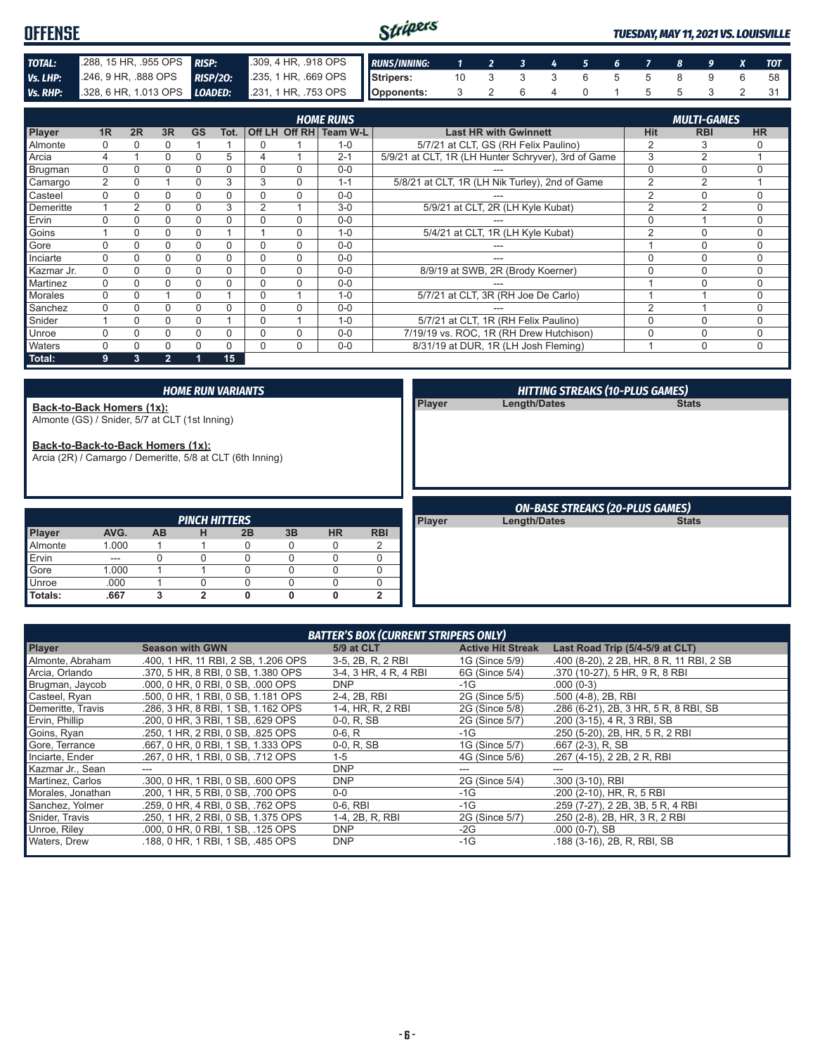# OFFENSE

*TUESDAY, MAY 11, 2021 VS. LOUISVILLE*

| | | | |
|---|---|---|---|
| **TOTAL:** | .288, 15 HR, .955 OPS | **RISP:** | .309, 4 HR, .918 OPS |
| **Vs. LHP:** | .246, 9 HR, .888 OPS | **RISP/2O:** | .235, 1 HR, .669 OPS |
| **Vs. RHP:** | .328, 6 HR, 1.013 OPS | **LOADED:** | .231, 1 HR, .753 OPS |

| RUNS/INNING: | 1 | 2 | 3 | 4 | 5 | 6 | 7 | 8 | 9 | X | TOT |
|---|---|---|---|---|---|---|---|---|---|---|---|
| Stripers: | 10 | 3 | 3 | 3 | 6 | 5 | 5 | 8 | 9 | 6 | 58 |
| Opponents: | 3 | 2 | 6 | 4 | 0 | 1 | 5 | 5 | 3 | 2 | 31 |

## HOME RUNS / MULTI-GAMES

| Player | 1R | 2R | 3R | GS | Tot. | Off LH | Off RH | Team W-L | Last HR with Gwinnett | Hit | RBI | HR |
|---|---|---|---|---|---|---|---|---|---|---|---|---|
| Almonte | 0 | 0 | 0 | 1 | 1 | 0 | 1 | 1-0 | 5/7/21 at CLT, GS (RH Felix Paulino) | 2 | 3 | 0 |
| Arcia | 4 | 1 | 0 | 0 | 5 | 4 | 1 | 2-1 | 5/9/21 at CLT, 1R (LH Hunter Schryver), 3rd of Game | 3 | 2 | 1 |
| Brugman | 0 | 0 | 0 | 0 | 0 | 0 | 0 | 0-0 | --- | 0 | 0 | 0 |
| Camargo | 2 | 0 | 1 | 0 | 3 | 3 | 0 | 1-1 | 5/8/21 at CLT, 1R (LH Nik Turley), 2nd of Game | 2 | 2 | 1 |
| Casteel | 0 | 0 | 0 | 0 | 0 | 0 | 0 | 0-0 | --- | 2 | 0 | 0 |
| Demeritte | 1 | 2 | 0 | 0 | 3 | 2 | 1 | 3-0 | 5/9/21 at CLT, 2R (LH Kyle Kubat) | 2 | 2 | 0 |
| Ervin | 0 | 0 | 0 | 0 | 0 | 0 | 0 | 0-0 | --- | 0 | 1 | 0 |
| Goins | 1 | 0 | 0 | 0 | 1 | 1 | 0 | 1-0 | 5/4/21 at CLT, 1R (LH Kyle Kubat) | 2 | 0 | 0 |
| Gore | 0 | 0 | 0 | 0 | 0 | 0 | 0 | 0-0 | --- | 1 | 0 | 0 |
| Inciarte | 0 | 0 | 0 | 0 | 0 | 0 | 0 | 0-0 | --- | 0 | 0 | 0 |
| Kazmar Jr. | 0 | 0 | 0 | 0 | 0 | 0 | 0 | 0-0 | 8/9/19 at SWB, 2R (Brody Koerner) | 0 | 0 | 0 |
| Martinez | 0 | 0 | 0 | 0 | 0 | 0 | 0 | 0-0 | --- | 1 | 0 | 0 |
| Morales | 0 | 0 | 1 | 0 | 1 | 0 | 1 | 1-0 | 5/7/21 at CLT, 3R (RH Joe De Carlo) | 1 | 1 | 0 |
| Sanchez | 0 | 0 | 0 | 0 | 0 | 0 | 0 | 0-0 | --- | 2 | 1 | 0 |
| Snider | 1 | 0 | 0 | 0 | 1 | 0 | 1 | 1-0 | 5/7/21 at CLT, 1R (RH Felix Paulino) | 0 | 0 | 0 |
| Unroe | 0 | 0 | 0 | 0 | 0 | 0 | 0 | 0-0 | 7/19/19 vs. ROC, 1R (RH Drew Hutchison) | 0 | 0 | 0 |
| Waters | 0 | 0 | 0 | 0 | 0 | 0 | 0 | 0-0 | 8/31/19 at DUR, 1R (LH Josh Fleming) | 1 | 0 | 0 |
| **Total:** | **9** | **3** | **2** | **1** | **15** | | | | | | | |

## HOME RUN VARIANTS

**Back-to-Back Homers (1x):**
Almonte (GS) / Snider, 5/7 at CLT (1st Inning)

**Back-to-Back-to-Back Homers (1x):**
Arcia (2R) / Camargo / Demeritte, 5/8 at CLT (6th Inning)

## HITTING STREAKS (10-PLUS GAMES)

| Player | Length/Dates | Stats |
|---|---|---|

## PINCH HITTERS

| Player | AVG. | AB | H | 2B | 3B | HR | RBI |
|---|---|---|---|---|---|---|---|
| Almonte | 1.000 | 1 | 1 | 0 | 0 | 0 | 2 |
| Ervin | --- | 0 | 0 | 0 | 0 | 0 | 0 |
| Gore | 1.000 | 1 | 1 | 0 | 0 | 0 | 0 |
| Unroe | .000 | 1 | 0 | 0 | 0 | 0 | 0 |
| **Totals:** | **.667** | **3** | **2** | **0** | **0** | **0** | **2** |

## ON-BASE STREAKS (20-PLUS GAMES)

| Player | Length/Dates | Stats |
|---|---|---|

## BATTER'S BOX (CURRENT STRIPERS ONLY)

| Player | Season with GWN | 5/9 at CLT | Active Hit Streak | Last Road Trip (5/4-5/9 at CLT) |
|---|---|---|---|---|
| Almonte, Abraham | .400, 1 HR, 11 RBI, 2 SB, 1.206 OPS | 3-5, 2B, R, 2 RBI | 1G (Since 5/9) | .400 (8-20), 2 2B, HR, 8 R, 11 RBI, 2 SB |
| Arcia, Orlando | .370, 5 HR, 8 RBI, 0 SB, 1.380 OPS | 3-4, 3 HR, 4 R, 4 RBI | 6G (Since 5/4) | .370 (10-27), 5 HR, 9 R, 8 RBI |
| Brugman, Jaycob | .000, 0 HR, 0 RBI, 0 SB, .000 OPS | DNP | -1G | .000 (0-3) |
| Casteel, Ryan | .500, 0 HR, 1 RBI, 0 SB, 1.181 OPS | 2-4, 2B, RBI | 2G (Since 5/5) | .500 (4-8), 2B, RBI |
| Demeritte, Travis | .286, 3 HR, 8 RBI, 1 SB, 1.162 OPS | 1-4, HR, R, 2 RBI | 2G (Since 5/8) | .286 (6-21), 2B, 3 HR, 5 R, 8 RBI, SB |
| Ervin, Phillip | .200, 0 HR, 3 RBI, 1 SB, .629 OPS | 0-0, R, SB | 2G (Since 5/7) | .200 (3-15), 4 R, 3 RBI, SB |
| Goins, Ryan | .250, 1 HR, 2 RBI, 0 SB, .825 OPS | 0-6, R | -1G | .250 (5-20), 2B, HR, 5 R, 2 RBI |
| Gore, Terrance | .667, 0 HR, 0 RBI, 1 SB, 1.333 OPS | 0-0, R, SB | 1G (Since 5/7) | .667 (2-3), R, SB |
| Inciarte, Ender | .267, 0 HR, 1 RBI, 0 SB, .712 OPS | 1-5 | 4G (Since 5/6) | .267 (4-15), 2 2B, 2 R, RBI |
| Kazmar Jr., Sean | --- | DNP | --- | --- |
| Martinez, Carlos | .300, 0 HR, 1 RBI, 0 SB, .600 OPS | DNP | 2G (Since 5/4) | .300 (3-10), RBI |
| Morales, Jonathan | .200, 1 HR, 5 RBI, 0 SB, .700 OPS | 0-0 | -1G | .200 (2-10), HR, R, 5 RBI |
| Sanchez, Yolmer | .259, 0 HR, 4 RBI, 0 SB, .762 OPS | 0-6, RBI | -1G | .259 (7-27), 2 2B, 3B, 5 R, 4 RBI |
| Snider, Travis | .250, 1 HR, 2 RBI, 0 SB, 1.375 OPS | 1-4, 2B, R, RBI | 2G (Since 5/7) | .250 (2-8), 2B, HR, 3 R, 2 RBI |
| Unroe, Riley | .000, 0 HR, 0 RBI, 1 SB, .125 OPS | DNP | -2G | .000 (0-7), SB |
| Waters, Drew | .188, 0 HR, 1 RBI, 1 SB, .485 OPS | DNP | -1G | .188 (3-16), 2B, R, RBI, SB |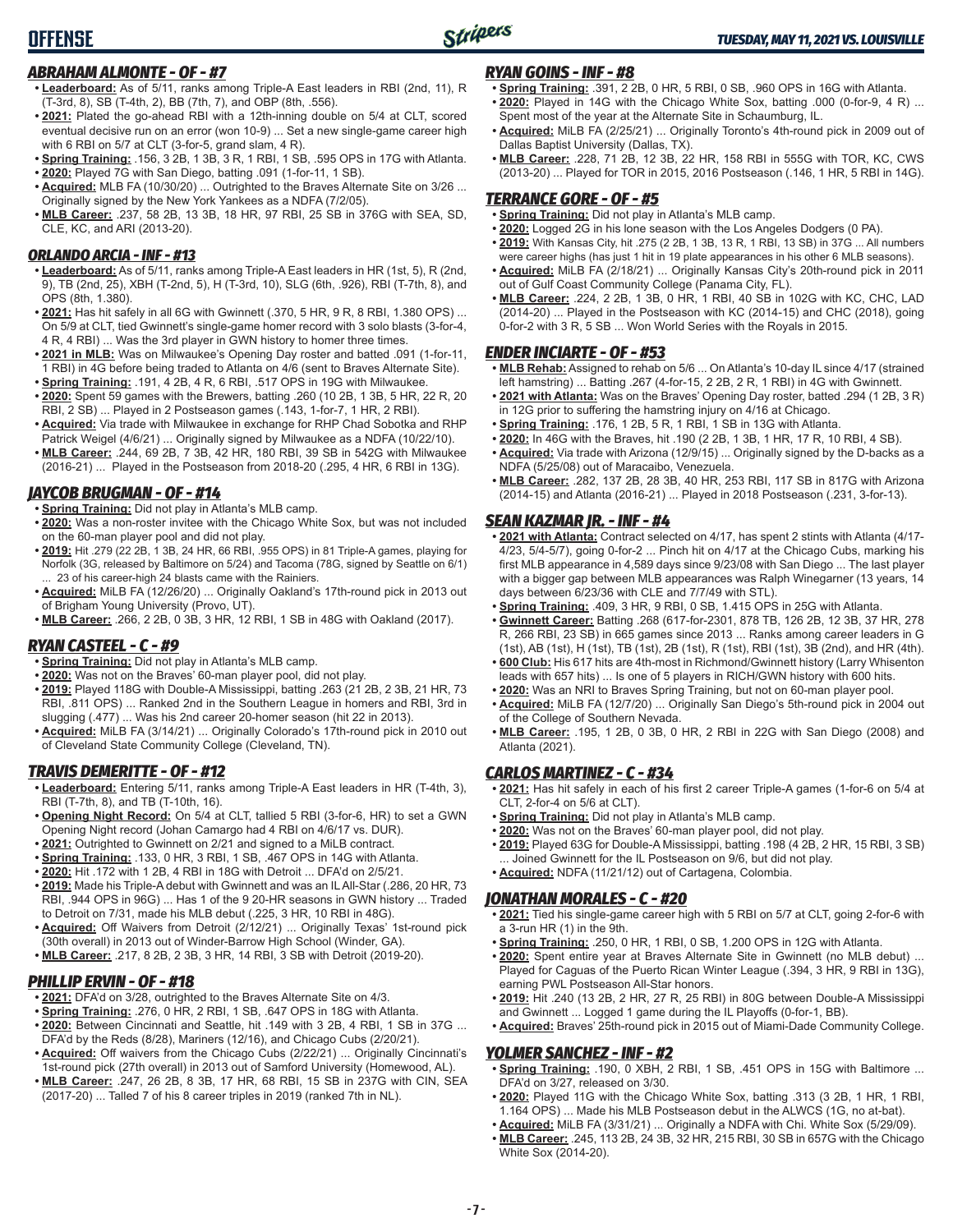# OFFENSE

*TUESDAY, MAY 11, 2021 VS. LOUISVILLE*

### *ABRAHAM ALMONTE - OF - #7*

- **Leaderboard:** As of 5/11, ranks among Triple-A East leaders in RBI (2nd, 11), R (T-3rd, 8), SB (T-4th, 2), BB (7th, 7), and OBP (8th, .556).
- **2021:** Plated the go-ahead RBI with a 12th-inning double on 5/4 at CLT, scored eventual decisive run on an error (won 10-9) ... Set a new single-game career high with 6 RBI on 5/7 at CLT (3-for-5, grand slam, 4 R).
- **Spring Training:** .156, 3 2B, 1 3B, 3 R, 1 RBI, 1 SB, .595 OPS in 17G with Atlanta.
- **2020:** Played 7G with San Diego, batting .091 (1-for-11, 1 SB).
- **Acquired:** MLB FA (10/30/20) ... Outrighted to the Braves Alternate Site on 3/26 ... Originally signed by the New York Yankees as a NDFA (7/2/05).
- **MLB Career:** .237, 58 2B, 13 3B, 18 HR, 97 RBI, 25 SB in 376G with SEA, SD, CLE, KC, and ARI (2013-20).

### *ORLANDO ARCIA - INF - #13*

- **Leaderboard:** As of 5/11, ranks among Triple-A East leaders in HR (1st, 5), R (2nd, 9), TB (2nd, 25), XBH (T-2nd, 5), H (T-3rd, 10), SLG (6th, .926), RBI (T-7th, 8), and OPS (8th, 1.380).
- **2021:** Has hit safely in all 6G with Gwinnett (.370, 5 HR, 9 R, 8 RBI, 1.380 OPS) ... On 5/9 at CLT, tied Gwinnett's single-game homer record with 3 solo blasts (3-for-4, 4 R, 4 RBI) ... Was the 3rd player in GWN history to homer three times.
- **2021 in MLB:** Was on Milwaukee's Opening Day roster and batted .091 (1-for-11, 1 RBI) in 4G before being traded to Atlanta on 4/6 (sent to Braves Alternate Site).
- **Spring Training:** .191, 4 2B, 4 R, 6 RBI, .517 OPS in 19G with Milwaukee.
- **2020:** Spent 59 games with the Brewers, batting .260 (10 2B, 1 3B, 5 HR, 22 R, 20 RBI, 2 SB) ... Played in 2 Postseason games (.143, 1-for-7, 1 HR, 2 RBI).
- **Acquired:** Via trade with Milwaukee in exchange for RHP Chad Sobotka and RHP Patrick Weigel (4/6/21) ... Originally signed by Milwaukee as a NDFA (10/22/10).
- **MLB Career:** .244, 69 2B, 7 3B, 42 HR, 180 RBI, 39 SB in 542G with Milwaukee (2016-21) ... Played in the Postseason from 2018-20 (.295, 4 HR, 6 RBI in 13G).

### *JAYCOB BRUGMAN - OF - #14*

- **Spring Training:** Did not play in Atlanta's MLB camp.
- **2020:** Was a non-roster invitee with the Chicago White Sox, but was not included on the 60-man player pool and did not play.
- **2019:** Hit .279 (22 2B, 1 3B, 24 HR, 66 RBI, .955 OPS) in 81 Triple-A games, playing for Norfolk (3G, released by Baltimore on 5/24) and Tacoma (78G, signed by Seattle on 6/1) ... 23 of his career-high 24 blasts came with the Rainiers.
- **Acquired:** MiLB FA (12/26/20) ... Originally Oakland's 17th-round pick in 2013 out of Brigham Young University (Provo, UT).
- **MLB Career:** .266, 2 2B, 0 3B, 3 HR, 12 RBI, 1 SB in 48G with Oakland (2017).

### *RYAN CASTEEL - C - #9*

- **Spring Training:** Did not play in Atlanta's MLB camp.
- **2020:** Was not on the Braves' 60-man player pool, did not play.
- **2019:** Played 118G with Double-A Mississippi, batting .263 (21 2B, 2 3B, 21 HR, 73 RBI, .811 OPS) ... Ranked 2nd in the Southern League in homers and RBI, 3rd in slugging (.477) ... Was his 2nd career 20-homer season (hit 22 in 2013).
- **Acquired:** MiLB FA (3/14/21) ... Originally Colorado's 17th-round pick in 2010 out of Cleveland State Community College (Cleveland, TN).

### *TRAVIS DEMERITTE - OF - #12*

- **Leaderboard:** Entering 5/11, ranks among Triple-A East leaders in HR (T-4th, 3), RBI (T-7th, 8), and TB (T-10th, 16).
- **Opening Night Record:** On 5/4 at CLT, tallied 5 RBI (3-for-6, HR) to set a GWN Opening Night record (Johan Camargo had 4 RBI on 4/6/17 vs. DUR).
- **2021:** Outrighted to Gwinnett on 2/21 and signed to a MiLB contract.
- **Spring Training:** .133, 0 HR, 3 RBI, 1 SB, .467 OPS in 14G with Atlanta.
- **2020:** Hit .172 with 1 2B, 4 RBI in 18G with Detroit ... DFA'd on 2/5/21.
- **2019:** Made his Triple-A debut with Gwinnett and was an IL All-Star (.286, 20 HR, 73 RBI, .944 OPS in 96G) ... Has 1 of the 9 20-HR seasons in GWN history ... Traded to Detroit on 7/31, made his MLB debut (.225, 3 HR, 10 RBI in 48G).
- **Acquired:** Off waivers from Detroit (2/12/21) ... Originally Texas' 1st-round pick (30th overall) in 2013 out of Winder-Barrow High School (Winder, GA).
- **MLB Career:** .217, 8 2B, 2 3B, 3 HR, 14 RBI, 3 SB with Detroit (2019-20).

### *PHILLIP ERVIN - OF - #18*

- **2021:** DFA'd on 3/28, outrighted to the Braves Alternate Site on 4/3.
- **Spring Training:** .276, 0 HR, 2 RBI, 1 SB, .647 OPS in 18G with Atlanta.
- **2020:** Between Cincinnati and Seattle, hit .149 with 3 2B, 4 RBI, 1 SB in 37G ... DFA'd by the Reds (8/28), Mariners (12/16), and Chicago Cubs (2/20/21).
- **Acquired:** Off waivers from the Chicago Cubs (2/22/21) ... Originally Cincinnati's 1st-round pick (27th overall) in 2013 out of Samford University (Homewood, AL).
- **MLB Career:** .247, 26 2B, 8 3B, 17 HR, 68 RBI, 15 SB in 237G with CIN, SEA (2017-20) ... Talled 7 of his 8 career triples in 2019 (ranked 7th in NL).

### *RYAN GOINS - INF - #8*

- **Spring Training:** .391, 2 2B, 0 HR, 5 RBI, 0 SB, .960 OPS in 16G with Atlanta.
- **2020:** Played in 14G with the Chicago White Sox, batting .000 (0-for-9, 4 R) ... Spent most of the year at the Alternate Site in Schaumburg, IL.
- **Acquired:** MiLB FA (2/25/21) ... Originally Toronto's 4th-round pick in 2009 out of Dallas Baptist University (Dallas, TX).
- **MLB Career:** .228, 71 2B, 12 3B, 22 HR, 158 RBI in 555G with TOR, KC, CWS (2013-20) ... Played for TOR in 2015, 2016 Postseason (.146, 1 HR, 5 RBI in 14G).

### *TERRANCE GORE - OF - #5*

- **Spring Training:** Did not play in Atlanta's MLB camp.
- **2020:** Logged 2G in his lone season with the Los Angeles Dodgers (0 PA).
- **2019:** With Kansas City, hit .275 (2 2B, 1 3B, 13 R, 1 RBI, 13 SB) in 37G ... All numbers were career highs (has just 1 hit in 19 plate appearances in his other 6 MLB seasons).
- **Acquired:** MiLB FA (2/18/21) ... Originally Kansas City's 20th-round pick in 2011 out of Gulf Coast Community College (Panama City, FL).
- **MLB Career:** .224, 2 2B, 1 3B, 0 HR, 1 RBI, 40 SB in 102G with KC, CHC, LAD (2014-20) ... Played in the Postseason with KC (2014-15) and CHC (2018), going 0-for-2 with 3 R, 5 SB ... Won World Series with the Royals in 2015.

### *ENDER INCIARTE - OF - #53*

- **MLB Rehab:** Assigned to rehab on 5/6 ... On Atlanta's 10-day IL since 4/17 (strained left hamstring) ... Batting .267 (4-for-15, 2 2B, 2 R, 1 RBI) in 4G with Gwinnett.
- **2021 with Atlanta:** Was on the Braves' Opening Day roster, batted .294 (1 2B, 3 R) in 12G prior to suffering the hamstring injury on 4/16 at Chicago.
- **Spring Training:** .176, 1 2B, 5 R, 1 RBI, 1 SB in 13G with Atlanta.
- **2020:** In 46G with the Braves, hit .190 (2 2B, 1 3B, 1 HR, 17 R, 10 RBI, 4 SB).
- **Acquired:** Via trade with Arizona (12/9/15) ... Originally signed by the D-backs as a NDFA (5/25/08) out of Maracaibo, Venezuela.
- **MLB Career:** .282, 137 2B, 28 3B, 40 HR, 253 RBI, 117 SB in 817G with Arizona (2014-15) and Atlanta (2016-21) ... Played in 2018 Postseason (.231, 3-for-13).

### *SEAN KAZMAR JR. - INF - #4*

- **2021 with Atlanta:** Contract selected on 4/17, has spent 2 stints with Atlanta (4/17-4/23, 5/4-5/7), going 0-for-2 ... Pinch hit on 4/17 at the Chicago Cubs, marking his first MLB appearance in 4,589 days since 9/23/08 with San Diego ... The last player with a bigger gap between MLB appearances was Ralph Winegarner (13 years, 14 days between 6/23/36 with CLE and 7/7/49 with STL).
- **Spring Training:** .409, 3 HR, 9 RBI, 0 SB, 1.415 OPS in 25G with Atlanta.
- **Gwinnett Career:** Batting .268 (617-for-2301, 878 TB, 126 2B, 12 3B, 37 HR, 278 R, 266 RBI, 23 SB) in 665 games since 2013 ... Ranks among career leaders in G (1st), AB (1st), H (1st), TB (1st), 2B (1st), R (1st), RBI (1st), 3B (2nd), and HR (4th).
- **600 Club:** His 617 hits are 4th-most in Richmond/Gwinnett history (Larry Whisenton leads with 657 hits) ... Is one of 5 players in RICH/GWN history with 600 hits.
- **2020:** Was an NRI to Braves Spring Training, but not on 60-man player pool.
- **Acquired:** MiLB FA (12/7/20) ... Originally San Diego's 5th-round pick in 2004 out of the College of Southern Nevada.
- **MLB Career:** .195, 1 2B, 0 3B, 0 HR, 2 RBI in 22G with San Diego (2008) and Atlanta (2021).

### *CARLOS MARTINEZ - C - #34*

- **2021:** Has hit safely in each of his first 2 career Triple-A games (1-for-6 on 5/4 at CLT, 2-for-4 on 5/6 at CLT).
- **Spring Training:** Did not play in Atlanta's MLB camp.
- **2020:** Was not on the Braves' 60-man player pool, did not play.
- **2019:** Played 63G for Double-A Mississippi, batting .198 (4 2B, 2 HR, 15 RBI, 3 SB) ... Joined Gwinnett for the IL Postseason on 9/6, but did not play.
- **Acquired:** NDFA (11/21/12) out of Cartagena, Colombia.

### *JONATHAN MORALES - C - #20*

- **2021:** Tied his single-game career high with 5 RBI on 5/7 at CLT, going 2-for-6 with a 3-run HR (1) in the 9th.
- **Spring Training:** .250, 0 HR, 1 RBI, 0 SB, 1.200 OPS in 12G with Atlanta.
- **2020:** Spent entire year at Braves Alternate Site in Gwinnett (no MLB debut) ... Played for Caguas of the Puerto Rican Winter League (.394, 3 HR, 9 RBI in 13G), earning PWL Postseason All-Star honors.
- **2019:** Hit .240 (13 2B, 2 HR, 27 R, 25 RBI) in 80G between Double-A Mississippi and Gwinnett ... Logged 1 game during the IL Playoffs (0-for-1, BB).
- **Acquired:** Braves' 25th-round pick in 2015 out of Miami-Dade Community College.

### *YOLMER SANCHEZ - INF - #2*

- **Spring Training:** .190, 0 XBH, 2 RBI, 1 SB, .451 OPS in 15G with Baltimore ... DFA'd on 3/27, released on 3/30.
- **2020:** Played 11G with the Chicago White Sox, batting .313 (3 2B, 1 HR, 1 RBI, 1.164 OPS) ... Made his MLB Postseason debut in the ALWCS (1G, no at-bat).
- **Acquired:** MiLB FA (3/31/21) ... Originally a NDFA with Chi. White Sox (5/29/09).
- **MLB Career:** .245, 113 2B, 24 3B, 32 HR, 215 RBI, 30 SB in 657G with the Chicago White Sox (2014-20).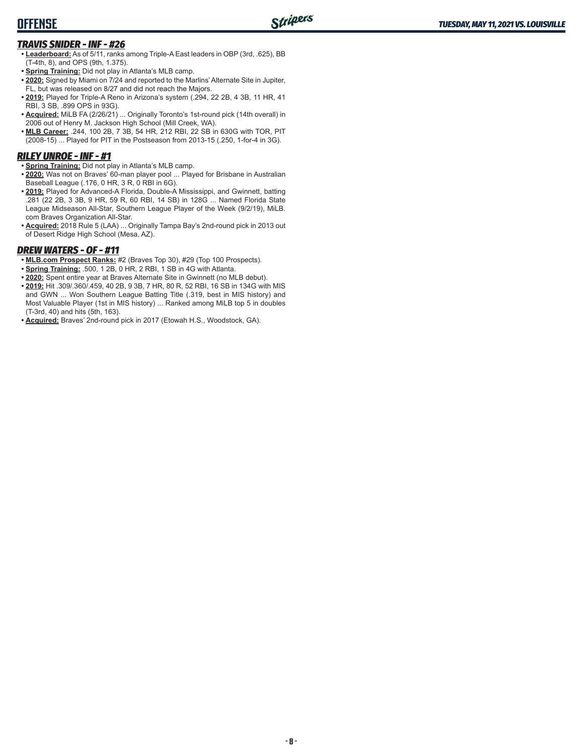## TRAVIS SNIDER - INF - #26

- **Leaderboard:** As of 5/11, ranks among Triple-A East leaders in OBP (3rd, .625), BB (T-4th, 8), and OPS (9th, 1.375).
- **Spring Training:** Did not play in Atlanta's MLB camp.
- **2020:** Signed by Miami on 7/24 and reported to the Marlins' Alternate Site in Jupiter, FL, but was released on 8/27 and did not reach the Majors.
- **2019:** Played for Triple-A Reno in Arizona's system (.294, 22 2B, 4 3B, 11 HR, 41 RBI, 3 SB, .899 OPS in 93G).
- **Acquired:** MiLB FA (2/26/21) ... Originally Toronto's 1st-round pick (14th overall) in 2006 out of Henry M. Jackson High School (Mill Creek, WA).
- **MLB Career:** .244, 100 2B, 7 3B, 54 HR, 212 RBI, 22 SB in 630G with TOR, PIT (2008-15) ... Played for PIT in the Postseason from 2013-15 (.250, 1-for-4 in 3G).

## RILEY UNROE - INF - #1

- **Spring Training:** Did not play in Atlanta's MLB camp.
- **2020:** Was not on Braves' 60-man player pool ... Played for Brisbane in Australian Baseball League (.176, 0 HR, 3 R, 0 RBI in 6G).
- **2019:** Played for Advanced-A Florida, Double-A Mississippi, and Gwinnett, batting .281 (22 2B, 3 3B, 9 HR, 59 R, 60 RBI, 14 SB) in 128G ... Named Florida State League Midseason All-Star, Southern League Player of the Week (9/2/19), MiLB.com Braves Organization All-Star.
- **Acquired:** 2018 Rule 5 (LAA) ... Originally Tampa Bay's 2nd-round pick in 2013 out of Desert Ridge High School (Mesa, AZ).

## DREW WATERS - OF - #11

- **MLB.com Prospect Ranks:** #2 (Braves Top 30), #29 (Top 100 Prospects).
- **Spring Training:** .500, 1 2B, 0 HR, 2 RBI, 1 SB in 4G with Atlanta.
- **2020:** Spent entire year at Braves Alternate Site in Gwinnett (no MLB debut).
- **2019:** Hit .309/.360/.459, 40 2B, 9 3B, 7 HR, 80 R, 52 RBI, 16 SB in 134G with MIS and GWN ... Won Southern League Batting Title (.319, best in MIS history) and Most Valuable Player (1st in MIS history) ... Ranked among MiLB top 5 in doubles (T-3rd, 40) and hits (5th, 163).
- **Acquired:** Braves' 2nd-round pick in 2017 (Etowah H.S., Woodstock, GA).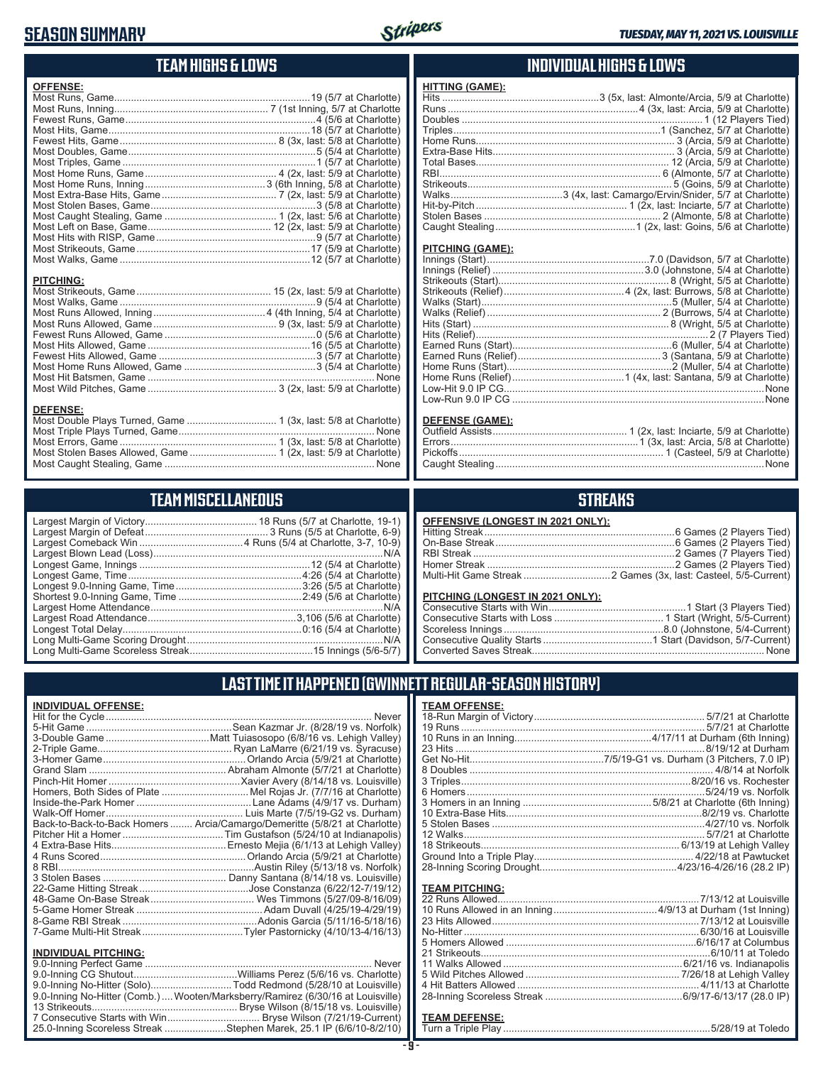# SEASON SUMMARY

TUESDAY, MAY 11, 2021 VS. LOUISVILLE

## TEAM HIGHS & LOWS

**OFFENSE:**

| | |
|---|---|
| Most Runs, Game | 19 (5/7 at Charlotte) |
| Most Runs, Inning | 7 (1st Inning, 5/7 at Charlotte) |
| Fewest Runs, Game | 4 (5/6 at Charlotte) |
| Most Hits, Game | 18 (5/7 at Charlotte) |
| Fewest Hits, Game | 8 (3x, last: 5/8 at Charlotte) |
| Most Doubles, Game | 5 (5/4 at Charlotte) |
| Most Triples, Game | 1 (5/7 at Charlotte) |
| Most Home Runs, Game | 4 (2x, last: 5/9 at Charlotte) |
| Most Home Runs, Inning | 3 (6th Inning, 5/8 at Charlotte) |
| Most Extra-Base Hits, Game | 7 (2x, last: 5/9 at Charlotte) |
| Most Stolen Bases, Game | 3 (5/8 at Charlotte) |
| Most Caught Stealing, Game | 1 (2x, last: 5/6 at Charlotte) |
| Most Left on Base, Game | 12 (2x, last: 5/9 at Charlotte) |
| Most Hits with RISP, Game | 9 (5/7 at Charlotte) |
| Most Strikeouts, Game | 17 (5/9 at Charlotte) |
| Most Walks, Game | 12 (5/7 at Charlotte) |

**PITCHING:**

| | |
|---|---|
| Most Strikeouts, Game | 15 (2x, last: 5/9 at Charlotte) |
| Most Walks, Game | 9 (5/4 at Charlotte) |
| Most Runs Allowed, Inning | 4 (4th Inning, 5/4 at Charlotte) |
| Most Runs Allowed, Game | 9 (3x, last: 5/9 at Charlotte) |
| Fewest Runs Allowed, Game | 0 (5/6 at Charlotte) |
| Most Hits Allowed, Game | 16 (5/5 at Charlotte) |
| Fewest Hits Allowed, Game | 3 (5/7 at Charlotte) |
| Most Home Runs Allowed, Game | 3 (5/4 at Charlotte) |
| Most Hit Batsmen, Game | None |
| Most Wild Pitches, Game | 3 (2x, last: 5/9 at Charlotte) |

**DEFENSE:**

| | |
|---|---|
| Most Double Plays Turned, Game | 1 (3x, last: 5/8 at Charlotte) |
| Most Triple Plays Turned, Game | None |
| Most Errors, Game | 1 (3x, last: 5/8 at Charlotte) |
| Most Stolen Bases Allowed, Game | 1 (2x, last: 5/9 at Charlotte) |
| Most Caught Stealing, Game | None |

## INDIVIDUAL HIGHS & LOWS

**HITTING (GAME):**

| | |
|---|---|
| Hits | 3 (5x, last: Almonte/Arcia, 5/9 at Charlotte) |
| Runs | 4 (3x, last: Arcia, 5/9 at Charlotte) |
| Doubles | 1 (12 Players Tied) |
| Triples | 1 (Sanchez, 5/7 at Charlotte) |
| Home Runs | 3 (Arcia, 5/9 at Charlotte) |
| Extra-Base Hits | 3 (Arcia, 5/9 at Charlotte) |
| Total Bases | 12 (Arcia, 5/9 at Charlotte) |
| RBI | 6 (Almonte, 5/7 at Charlotte) |
| Strikeouts | 5 (Goins, 5/9 at Charlotte) |
| Walks | 3 (4x, last: Camargo/Ervin/Snider, 5/7 at Charlotte) |
| Hit-by-Pitch | 1 (2x, last: Inciarte, 5/7 at Charlotte) |
| Stolen Bases | 2 (Almonte, 5/8 at Charlotte) |
| Caught Stealing | 1 (2x, last: Goins, 5/6 at Charlotte) |

**PITCHING (GAME):**

| | |
|---|---|
| Innings (Start) | 7.0 (Davidson, 5/7 at Charlotte) |
| Innings (Relief) | 3.0 (Johnstone, 5/4 at Charlotte) |
| Strikeouts (Start) | 8 (Wright, 5/5 at Charlotte) |
| Strikeouts (Relief) | 4 (2x, last: Burrows, 5/8 at Charlotte) |
| Walks (Start) | 5 (Muller, 5/4 at Charlotte) |
| Walks (Relief) | 2 (Burrows, 5/4 at Charlotte) |
| Hits (Start) | 8 (Wright, 5/5 at Charlotte) |
| Hits (Relief) | 2 (7 Players Tied) |
| Earned Runs (Start) | 6 (Muller, 5/4 at Charlotte) |
| Earned Runs (Relief) | 3 (Santana, 5/9 at Charlotte) |
| Home Runs (Start) | 2 (Muller, 5/4 at Charlotte) |
| Home Runs (Relief) | 1 (4x, last: Santana, 5/9 at Charlotte) |
| Low-Hit 9.0 IP CG | None |
| Low-Run 9.0 IP CG | None |

**DEFENSE (GAME):**

| | |
|---|---|
| Outfield Assists | 1 (2x, last: Inciarte, 5/9 at Charlotte) |
| Errors | 1 (3x, last: Arcia, 5/8 at Charlotte) |
| Pickoffs | 1 (Casteel, 5/9 at Charlotte) |
| Caught Stealing | None |

## TEAM MISCELLANEOUS

| | |
|---|---|
| Largest Margin of Victory | 18 Runs (5/7 at Charlotte, 19-1) |
| Largest Margin of Defeat | 3 Runs (5/5 at Charlotte, 6-9) |
| Largest Comeback Win | 4 Runs (5/4 at Charlotte, 3-7, 10-9) |
| Largest Blown Lead (Loss) | N/A |
| Longest Game, Innings | 12 (5/4 at Charlotte) |
| Longest Game, Time | 4:26 (5/4 at Charlotte) |
| Longest 9.0-Inning Game, Time | 3:26 (5/5 at Charlotte) |
| Shortest 9.0-Inning Game, Time | 2:49 (5/6 at Charlotte) |
| Largest Home Attendance | N/A |
| Largest Road Attendance | 3,106 (5/6 at Charlotte) |
| Longest Total Delay | 0:16 (5/4 at Charlotte) |
| Long Multi-Game Scoring Drought | N/A |
| Long Multi-Game Scoreless Streak | 15 Innings (5/6-5/7) |

## STREAKS

**OFFENSIVE (LONGEST IN 2021 ONLY):**

| | |
|---|---|
| Hitting Streak | 6 Games (2 Players Tied) |
| On-Base Streak | 6 Games (2 Players Tied) |
| RBI Streak | 2 Games (7 Players Tied) |
| Homer Streak | 2 Games (2 Players Tied) |
| Multi-Hit Game Streak | 2 Games (3x, last: Casteel, 5/5-Current) |

**PITCHING (LONGEST IN 2021 ONLY):**

| | |
|---|---|
| Consecutive Starts with Win | 1 Start (3 Players Tied) |
| Consecutive Starts with Loss | 1 Start (Wright, 5/5-Current) |
| Scoreless Innings | 8.0 (Johnstone, 5/4-Current) |
| Consecutive Quality Starts | 1 Start (Davidson, 5/7-Current) |
| Converted Saves Streak | None |

## LAST TIME IT HAPPENED (GWINNETT REGULAR-SEASON HISTORY)

**INDIVIDUAL OFFENSE:**

| | |
|---|---|
| Hit for the Cycle | Never |
| 5-Hit Game | Sean Kazmar Jr. (8/28/19 vs. Norfolk) |
| 3-Double Game | Matt Tuiasosopo (6/8/16 vs. Lehigh Valley) |
| 2-Triple Game | Ryan LaMarre (6/21/19 vs. Syracuse) |
| 3-Homer Game | Orlando Arcia (5/9/21 at Charlotte) |
| Grand Slam | Abraham Almonte (5/7/21 at Charlotte) |
| Pinch-Hit Homer | Xavier Avery (8/14/18 vs. Louisville) |
| Homers, Both Sides of Plate | Mel Rojas Jr. (7/7/16 at Charlotte) |
| Inside-the-Park Homer | Lane Adams (4/9/17 vs. Durham) |
| Walk-Off Homer | Luis Marte (7/5/19-G2 vs. Durham) |
| Back-to-Back-to-Back Homers | Arcia/Camargo/Demeritte (5/8/21 at Charlotte) |
| Pitcher Hit a Homer | Tim Gustafson (5/24/10 at Indianapolis) |
| 4 Extra-Base Hits | Ernesto Mejia (6/1/13 at Lehigh Valley) |
| 4 Runs Scored | Orlando Arcia (5/9/21 at Charlotte) |
| 8 RBI | Austin Riley (5/13/18 vs. Norfolk) |
| 3 Stolen Bases | Danny Santana (8/14/18 vs. Louisville) |
| 22-Game Hitting Streak | Jose Constanza (6/22/12-7/19/12) |
| 48-Game On-Base Streak | Wes Timmons (5/27/09-8/16/09) |
| 5-Game Homer Streak | Adam Duvall (4/25/19-4/29/19) |
| 8-Game RBI Streak | Adonis Garcia (5/11/16-5/18/16) |
| 7-Game Multi-Hit Streak | Tyler Pastornicky (4/10/13-4/16/13) |

**INDIVIDUAL PITCHING:**

| | |
|---|---|
| 9.0-Inning Perfect Game | Never |
| 9.0-Inning CG Shutout | Williams Perez (5/6/16 vs. Charlotte) |
| 9.0-Inning No-Hitter (Solo) | Todd Redmond (5/28/10 at Louisville) |
| 9.0-Inning No-Hitter (Comb.) | Wooten/Marksberry/Ramirez (6/30/16 at Louisville) |
| 13 Strikeouts | Bryse Wilson (8/15/18 vs. Louisville) |
| 7 Consecutive Starts with Win | Bryse Wilson (7/21/19-Current) |
| 25.0-Inning Scoreless Streak | Stephen Marek, 25.1 IP (6/6/10-8/2/10) |

**TEAM OFFENSE:**

| | |
|---|---|
| 18-Run Margin of Victory | 5/7/21 at Charlotte |
| 19 Runs | 5/7/21 at Charlotte |
| 10 Runs in an Inning | 4/17/11 at Durham (6th Inning) |
| 23 Hits | 8/19/12 at Durham |
| Get No-Hit | 7/5/19-G1 vs. Durham (3 Pitchers, 7.0 IP) |
| 8 Doubles | 4/8/14 at Norfolk |
| 3 Triples | 8/20/16 vs. Rochester |
| 6 Homers | 5/24/19 vs. Norfolk |
| 3 Homers in an Inning | 5/8/21 at Charlotte (6th Inning) |
| 10 Extra-Base Hits | 8/2/19 vs. Charlotte |
| 5 Stolen Bases | 4/27/10 vs. Norfolk |
| 12 Walks | 5/7/21 at Charlotte |
| 18 Strikeouts | 6/13/19 at Lehigh Valley |
| Ground Into a Triple Play | 4/22/18 at Pawtucket |
| 28-Inning Scoring Drought | 4/23/16-4/26/16 (28.2 IP) |

**TEAM PITCHING:**

| | |
|---|---|
| 22 Runs Allowed | 7/13/12 at Louisville |
| 10 Runs Allowed in an Inning | 4/9/13 at Durham (1st Inning) |
| 23 Hits Allowed | 7/13/12 at Louisville |
| No-Hitter | 6/30/16 at Louisville |
| 5 Homers Allowed | 6/16/17 at Columbus |
| 21 Strikeouts | 6/10/11 at Toledo |
| 11 Walks Allowed | 6/21/16 vs. Indianapolis |
| 5 Wild Pitches Allowed | 7/26/18 at Lehigh Valley |
| 4 Hit Batters Allowed | 4/11/13 at Charlotte |
| 28-Inning Scoreless Streak | 6/9/17-6/13/17 (28.0 IP) |

**TEAM DEFENSE:**

| | |
|---|---|
| Turn a Triple Play | 5/28/19 at Toledo |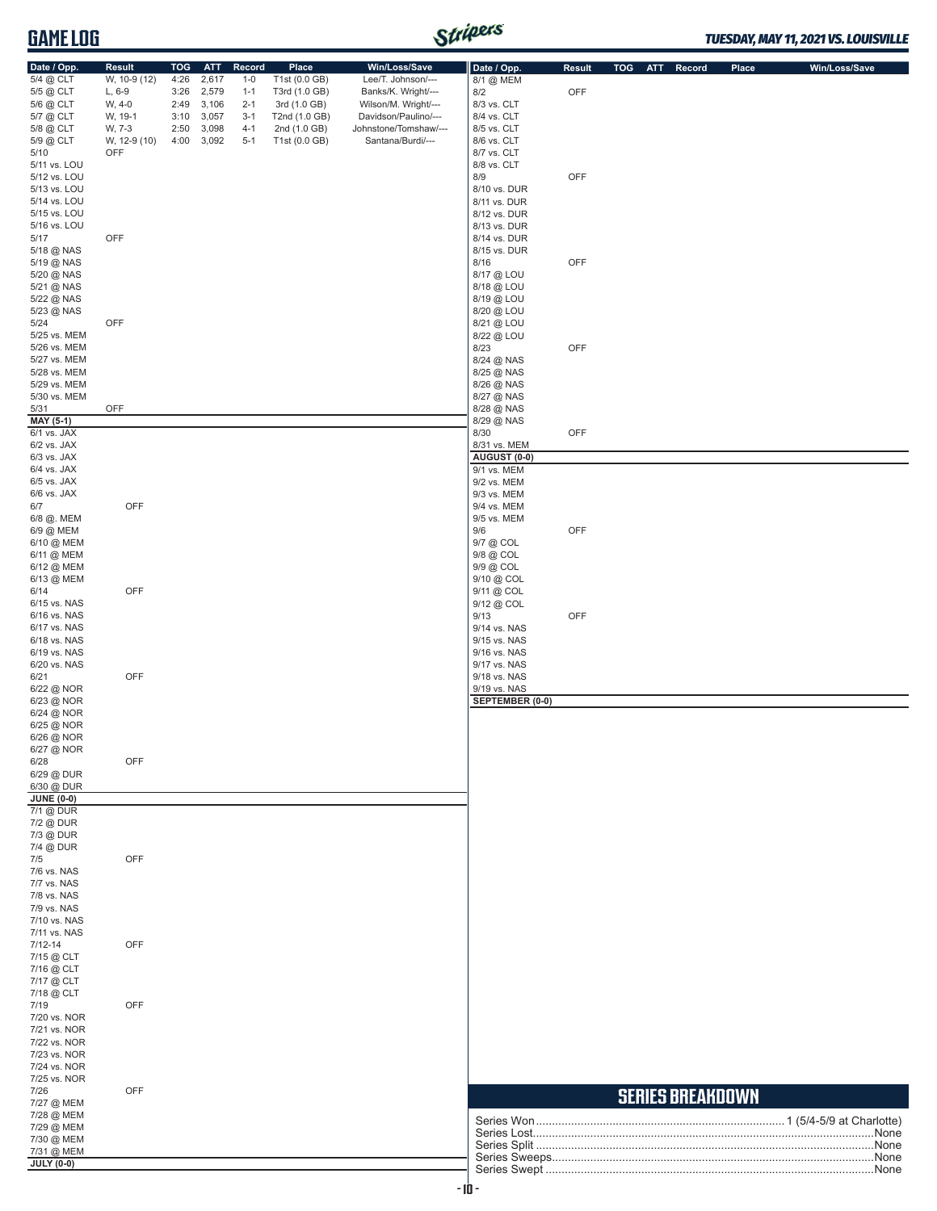## GAME LOG

**TUESDAY, MAY 11, 2021 VS. LOUISVILLE**

| Date / Opp. | Result | TOG | ATT | Record | Place | Win/Loss/Save |
|---|---|---|---|---|---|---|
| 5/4 @ CLT | W, 10-9 (12) | 4:26 | 2,617 | 1-0 | T1st (0.0 GB) | Lee/T. Johnson/--- |
| 5/5 @ CLT | L, 6-9 | 3:26 | 2,579 | 1-1 | T3rd (1.0 GB) | Banks/K. Wright/--- |
| 5/6 @ CLT | W, 4-0 | 2:49 | 3,106 | 2-1 | 3rd (1.0 GB) | Wilson/M. Wright/--- |
| 5/7 @ CLT | W, 19-1 | 3:10 | 3,057 | 3-1 | T2nd (1.0 GB) | Davidson/Paulino/--- |
| 5/8 @ CLT | W, 7-3 | 2:50 | 3,098 | 4-1 | 2nd (1.0 GB) | Johnstone/Tomshaw/--- |
| 5/9 @ CLT | W, 12-9 (10) | 4:00 | 3,092 | 5-1 | T1st (0.0 GB) | Santana/Burdi/--- |
| 5/10 | OFF | | | | | |
| 5/11 vs. LOU | | | | | | |
| 5/12 vs. LOU | | | | | | |
| 5/13 vs. LOU | | | | | | |
| 5/14 vs. LOU | | | | | | |
| 5/15 vs. LOU | | | | | | |
| 5/16 vs. LOU | | | | | | |
| 5/17 | OFF | | | | | |
| 5/18 @ NAS | | | | | | |
| 5/19 @ NAS | | | | | | |
| 5/20 @ NAS | | | | | | |
| 5/21 @ NAS | | | | | | |
| 5/22 @ NAS | | | | | | |
| 5/23 @ NAS | | | | | | |
| 5/24 | OFF | | | | | |
| 5/25 vs. MEM | | | | | | |
| 5/26 vs. MEM | | | | | | |
| 5/27 vs. MEM | | | | | | |
| 5/28 vs. MEM | | | | | | |
| 5/29 vs. MEM | | | | | | |
| 5/30 vs. MEM | | | | | | |
| 5/31 | OFF | | | | | |
| **MAY (5-1)** | | | | | | |
| 6/1 vs. JAX | | | | | | |
| 6/2 vs. JAX | | | | | | |
| 6/3 vs. JAX | | | | | | |
| 6/4 vs. JAX | | | | | | |
| 6/5 vs. JAX | | | | | | |
| 6/6 vs. JAX | | | | | | |
| 6/7 | OFF | | | | | |
| 6/8 @. MEM | | | | | | |
| 6/9 @ MEM | | | | | | |
| 6/10 @ MEM | | | | | | |
| 6/11 @ MEM | | | | | | |
| 6/12 @ MEM | | | | | | |
| 6/13 @ MEM | | | | | | |
| 6/14 | OFF | | | | | |
| 6/15 vs. NAS | | | | | | |
| 6/16 vs. NAS | | | | | | |
| 6/17 vs. NAS | | | | | | |
| 6/18 vs. NAS | | | | | | |
| 6/19 vs. NAS | | | | | | |
| 6/20 vs. NAS | | | | | | |
| 6/21 | OFF | | | | | |
| 6/22 @ NOR | | | | | | |
| 6/23 @ NOR | | | | | | |
| 6/24 @ NOR | | | | | | |
| 6/25 @ NOR | | | | | | |
| 6/26 @ NOR | | | | | | |
| 6/27 @ NOR | | | | | | |
| 6/28 | OFF | | | | | |
| 6/29 @ DUR | | | | | | |
| 6/30 @ DUR | | | | | | |
| **JUNE (0-0)** | | | | | | |
| 7/1 @ DUR | | | | | | |
| 7/2 @ DUR | | | | | | |
| 7/3 @ DUR | | | | | | |
| 7/4 @ DUR | | | | | | |
| 7/5 | OFF | | | | | |
| 7/6 vs. NAS | | | | | | |
| 7/7 vs. NAS | | | | | | |
| 7/8 vs. NAS | | | | | | |
| 7/9 vs. NAS | | | | | | |
| 7/10 vs. NAS | | | | | | |
| 7/11 vs. NAS | | | | | | |
| 7/12-14 | OFF | | | | | |
| 7/15 @ CLT | | | | | | |
| 7/16 @ CLT | | | | | | |
| 7/17 @ CLT | | | | | | |
| 7/18 @ CLT | | | | | | |
| 7/19 | OFF | | | | | |
| 7/20 vs. NOR | | | | | | |
| 7/21 vs. NOR | | | | | | |
| 7/22 vs. NOR | | | | | | |
| 7/23 vs. NOR | | | | | | |
| 7/24 vs. NOR | | | | | | |
| 7/25 vs. NOR | | | | | | |
| 7/26 | OFF | | | | | |
| 7/27 @ MEM | | | | | | |
| 7/28 @ MEM | | | | | | |
| 7/29 @ MEM | | | | | | |
| 7/30 @ MEM | | | | | | |
| 7/31 @ MEM | | | | | | |
| **JULY (0-0)** | | | | | | |

| Date / Opp. | Result | TOG | ATT | Record | Place | Win/Loss/Save |
|---|---|---|---|---|---|---|
| 8/1 @ MEM | | | | | | |
| 8/2 | OFF | | | | | |
| 8/3 vs. CLT | | | | | | |
| 8/4 vs. CLT | | | | | | |
| 8/5 vs. CLT | | | | | | |
| 8/6 vs. CLT | | | | | | |
| 8/7 vs. CLT | | | | | | |
| 8/8 vs. CLT | | | | | | |
| 8/9 | OFF | | | | | |
| 8/10 vs. DUR | | | | | | |
| 8/11 vs. DUR | | | | | | |
| 8/12 vs. DUR | | | | | | |
| 8/13 vs. DUR | | | | | | |
| 8/14 vs. DUR | | | | | | |
| 8/15 vs. DUR | | | | | | |
| 8/16 | OFF | | | | | |
| 8/17 @ LOU | | | | | | |
| 8/18 @ LOU | | | | | | |
| 8/19 @ LOU | | | | | | |
| 8/20 @ LOU | | | | | | |
| 8/21 @ LOU | | | | | | |
| 8/22 @ LOU | | | | | | |
| 8/23 | OFF | | | | | |
| 8/24 @ NAS | | | | | | |
| 8/25 @ NAS | | | | | | |
| 8/26 @ NAS | | | | | | |
| 8/27 @ NAS | | | | | | |
| 8/28 @ NAS | | | | | | |
| 8/29 @ NAS | | | | | | |
| 8/30 | OFF | | | | | |
| 8/31 vs. MEM | | | | | | |
| **AUGUST (0-0)** | | | | | | |
| 9/1 vs. MEM | | | | | | |
| 9/2 vs. MEM | | | | | | |
| 9/3 vs. MEM | | | | | | |
| 9/4 vs. MEM | | | | | | |
| 9/5 vs. MEM | | | | | | |
| 9/6 | OFF | | | | | |
| 9/7 @ COL | | | | | | |
| 9/8 @ COL | | | | | | |
| 9/9 @ COL | | | | | | |
| 9/10 @ COL | | | | | | |
| 9/11 @ COL | | | | | | |
| 9/12 @ COL | | | | | | |
| 9/13 | OFF | | | | | |
| 9/14 vs. NAS | | | | | | |
| 9/15 vs. NAS | | | | | | |
| 9/16 vs. NAS | | | | | | |
| 9/17 vs. NAS | | | | | | |
| 9/18 vs. NAS | | | | | | |
| 9/19 vs. NAS | | | | | | |
| **SEPTEMBER (0-0)** | | | | | | |

## SERIES BREAKDOWN

Series Won.......1 (5/4-5/9 at Charlotte)
Series Lost.......None
Series Split.......None
Series Sweeps.......None
Series Swept.......None